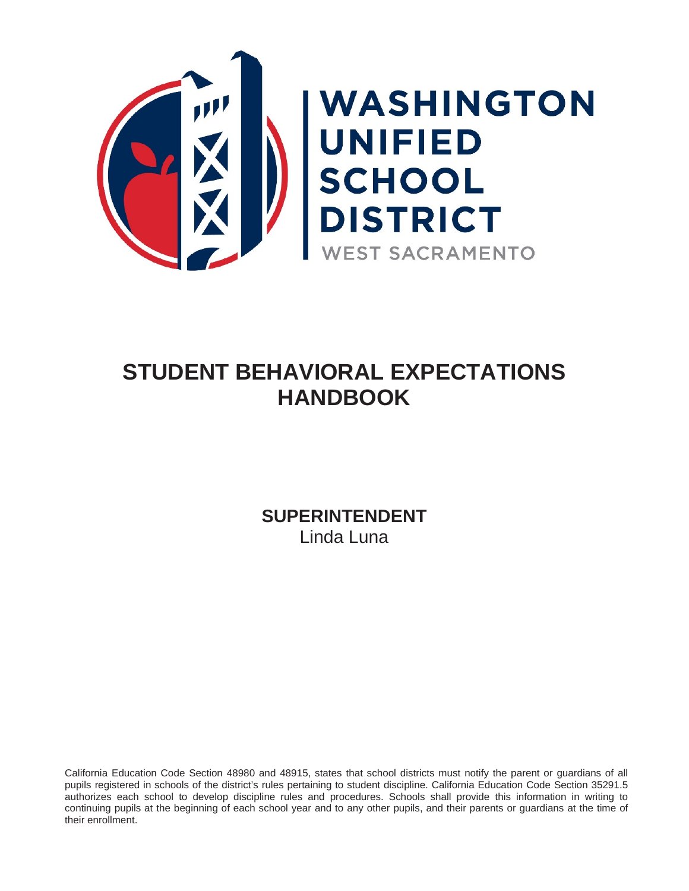WASHINGTON UNIFIED SCHOOL DISTRICT
WEST SACRAMENTO

# STUDENT BEHAVIORAL EXPECTATIONS HANDBOOK

**SUPERINTENDENT**
Linda Luna

California Education Code Section 48980 and 48915, states that school districts must notify the parent or guardians of all pupils registered in schools of the district's rules pertaining to student discipline. California Education Code Section 35291.5 authorizes each school to develop discipline rules and procedures. Schools shall provide this information in writing to continuing pupils at the beginning of each school year and to any other pupils, and their parents or guardians at the time of their enrollment.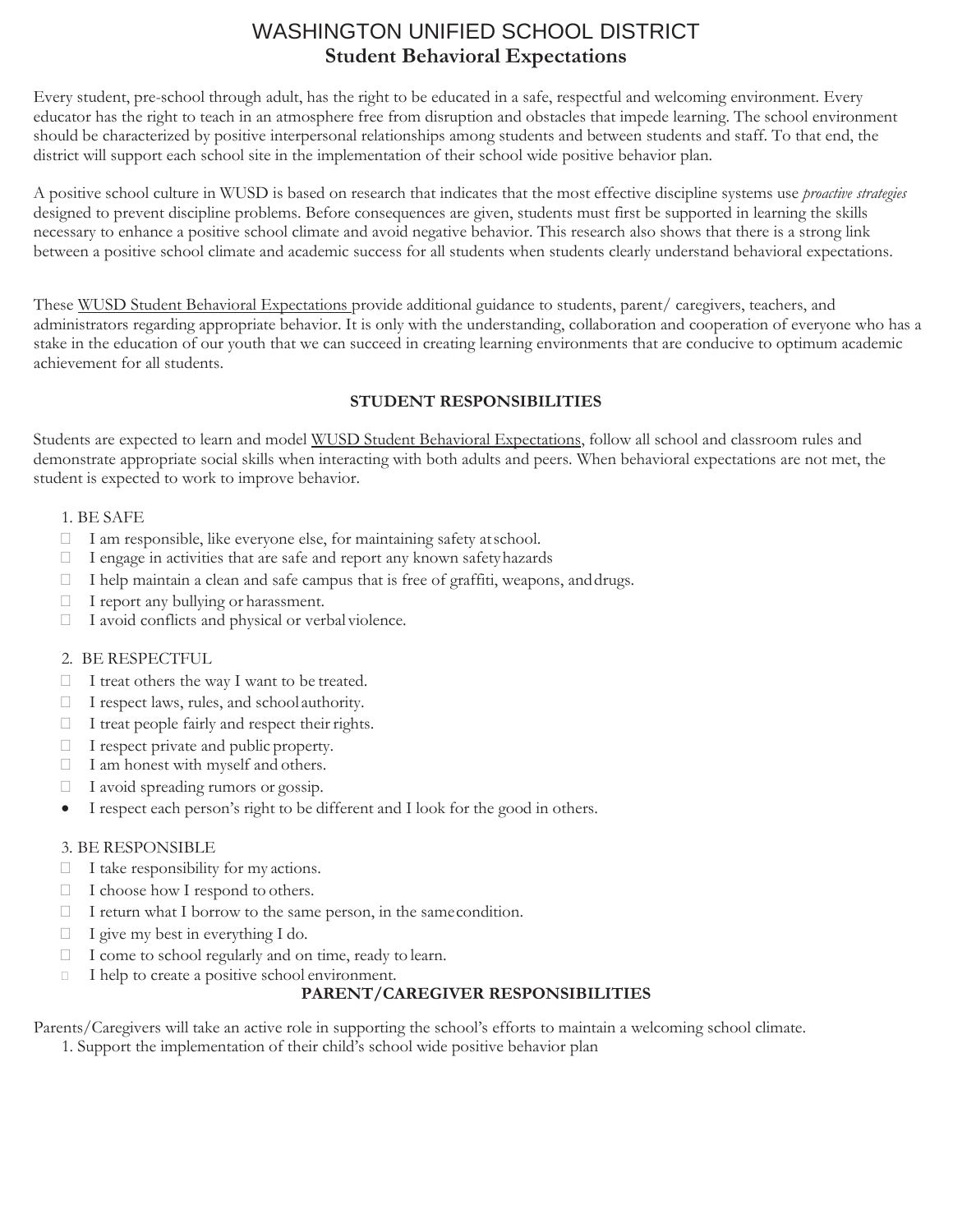# WASHINGTON UNIFIED SCHOOL DISTRICT
## Student Behavioral Expectations

Every student, pre-school through adult, has the right to be educated in a safe, respectful and welcoming environment. Every educator has the right to teach in an atmosphere free from disruption and obstacles that impede learning. The school environment should be characterized by positive interpersonal relationships among students and between students and staff. To that end, the district will support each school site in the implementation of their school wide positive behavior plan.

A positive school culture in WUSD is based on research that indicates that the most effective discipline systems use *proactive strategies* designed to prevent discipline problems. Before consequences are given, students must first be supported in learning the skills necessary to enhance a positive school climate and avoid negative behavior. This research also shows that there is a strong link between a positive school climate and academic success for all students when students clearly understand behavioral expectations.

These WUSD Student Behavioral Expectations provide additional guidance to students, parent/ caregivers, teachers, and administrators regarding appropriate behavior. It is only with the understanding, collaboration and cooperation of everyone who has a stake in the education of our youth that we can succeed in creating learning environments that are conducive to optimum academic achievement for all students.

### STUDENT RESPONSIBILITIES

Students are expected to learn and model WUSD Student Behavioral Expectations, follow all school and classroom rules and demonstrate appropriate social skills when interacting with both adults and peers. When behavioral expectations are not met, the student is expected to work to improve behavior.

1. BE SAFE
- I am responsible, like everyone else, for maintaining safety at school.
- I engage in activities that are safe and report any known safety hazards
- I help maintain a clean and safe campus that is free of graffiti, weapons, and drugs.
- I report any bullying or harassment.
- I avoid conflicts and physical or verbal violence.

2. BE RESPECTFUL
- I treat others the way I want to be treated.
- I respect laws, rules, and school authority.
- I treat people fairly and respect their rights.
- I respect private and public property.
- I am honest with myself and others.
- I avoid spreading rumors or gossip.
- I respect each person's right to be different and I look for the good in others.

3. BE RESPONSIBLE
- I take responsibility for my actions.
- I choose how I respond to others.
- I return what I borrow to the same person, in the same condition.
- I give my best in everything I do.
- I come to school regularly and on time, ready to learn.
- I help to create a positive school environment.

### PARENT/CAREGIVER RESPONSIBILITIES

Parents/Caregivers will take an active role in supporting the school's efforts to maintain a welcoming school climate.

1. Support the implementation of their child's school wide positive behavior plan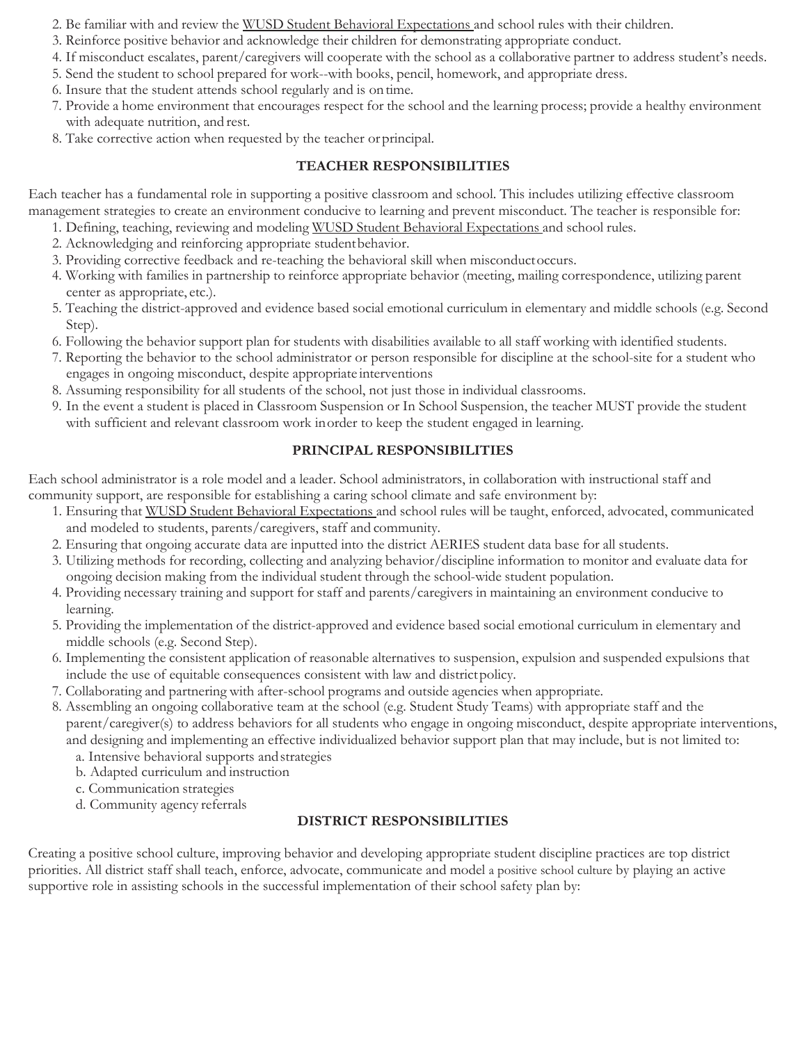2. Be familiar with and review the WUSD Student Behavioral Expectations and school rules with their children.
3. Reinforce positive behavior and acknowledge their children for demonstrating appropriate conduct.
4. If misconduct escalates, parent/caregivers will cooperate with the school as a collaborative partner to address student's needs.
5. Send the student to school prepared for work--with books, pencil, homework, and appropriate dress.
6. Insure that the student attends school regularly and is on time.
7. Provide a home environment that encourages respect for the school and the learning process; provide a healthy environment with adequate nutrition, and rest.
8. Take corrective action when requested by the teacher or principal.

## TEACHER RESPONSIBILITIES

Each teacher has a fundamental role in supporting a positive classroom and school. This includes utilizing effective classroom management strategies to create an environment conducive to learning and prevent misconduct. The teacher is responsible for:

1. Defining, teaching, reviewing and modeling WUSD Student Behavioral Expectations and school rules.
2. Acknowledging and reinforcing appropriate student behavior.
3. Providing corrective feedback and re-teaching the behavioral skill when misconduct occurs.
4. Working with families in partnership to reinforce appropriate behavior (meeting, mailing correspondence, utilizing parent center as appropriate, etc.).
5. Teaching the district-approved and evidence based social emotional curriculum in elementary and middle schools (e.g. Second Step).
6. Following the behavior support plan for students with disabilities available to all staff working with identified students.
7. Reporting the behavior to the school administrator or person responsible for discipline at the school-site for a student who engages in ongoing misconduct, despite appropriate interventions
8. Assuming responsibility for all students of the school, not just those in individual classrooms.
9. In the event a student is placed in Classroom Suspension or In School Suspension, the teacher MUST provide the student with sufficient and relevant classroom work in order to keep the student engaged in learning.

## PRINCIPAL RESPONSIBILITIES

Each school administrator is a role model and a leader. School administrators, in collaboration with instructional staff and community support, are responsible for establishing a caring school climate and safe environment by:

1. Ensuring that WUSD Student Behavioral Expectations and school rules will be taught, enforced, advocated, communicated and modeled to students, parents/caregivers, staff and community.
2. Ensuring that ongoing accurate data are inputted into the district AERIES student data base for all students.
3. Utilizing methods for recording, collecting and analyzing behavior/discipline information to monitor and evaluate data for ongoing decision making from the individual student through the school-wide student population.
4. Providing necessary training and support for staff and parents/caregivers in maintaining an environment conducive to learning.
5. Providing the implementation of the district-approved and evidence based social emotional curriculum in elementary and middle schools (e.g. Second Step).
6. Implementing the consistent application of reasonable alternatives to suspension, expulsion and suspended expulsions that include the use of equitable consequences consistent with law and district policy.
7. Collaborating and partnering with after-school programs and outside agencies when appropriate.
8. Assembling an ongoing collaborative team at the school (e.g. Student Study Teams) with appropriate staff and the parent/caregiver(s) to address behaviors for all students who engage in ongoing misconduct, despite appropriate interventions, and designing and implementing an effective individualized behavior support plan that may include, but is not limited to:
   a. Intensive behavioral supports and strategies
   b. Adapted curriculum and instruction
   c. Communication strategies
   d. Community agency referrals

## DISTRICT RESPONSIBILITIES

Creating a positive school culture, improving behavior and developing appropriate student discipline practices are top district priorities. All district staff shall teach, enforce, advocate, communicate and model a positive school culture by playing an active supportive role in assisting schools in the successful implementation of their school safety plan by: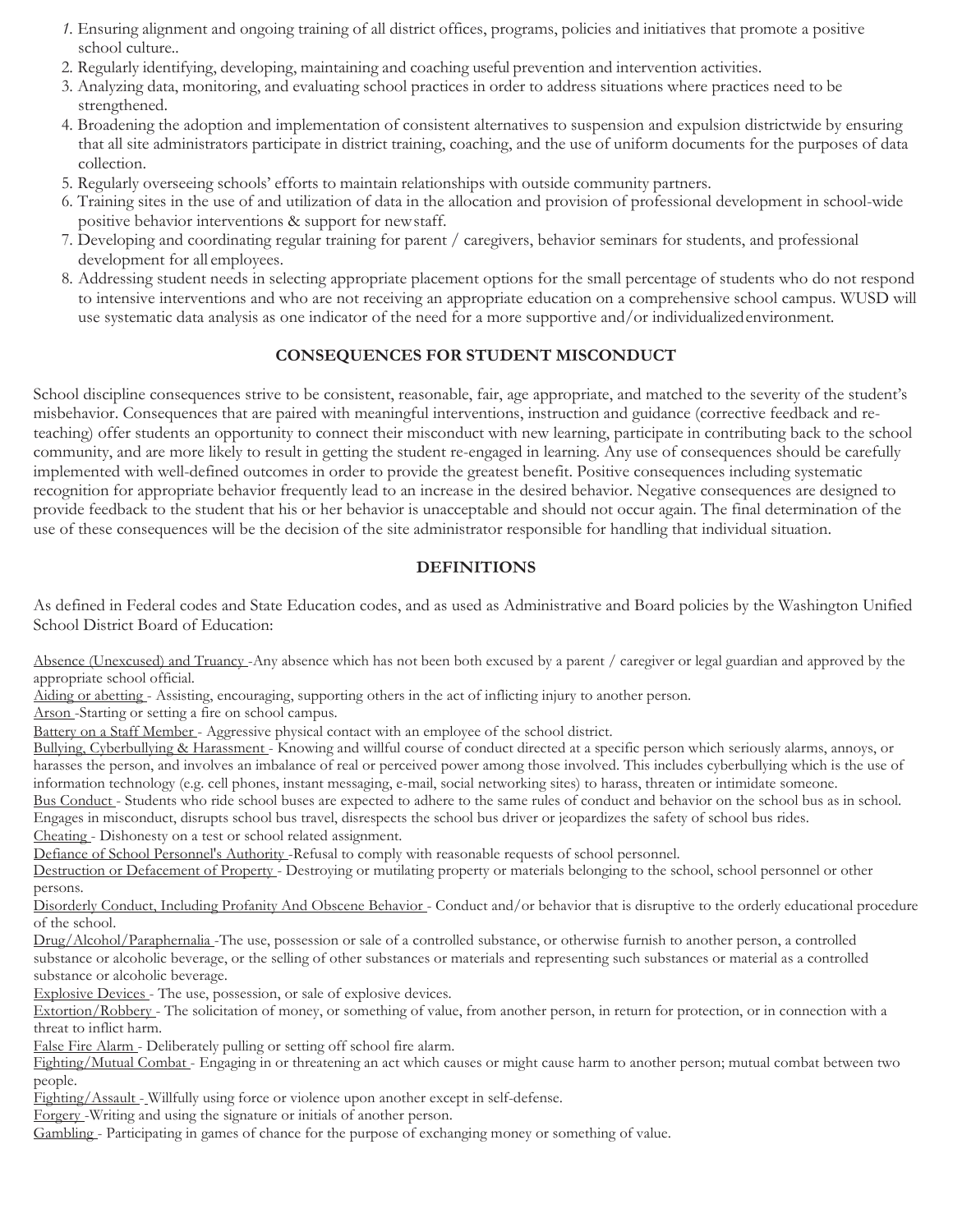1. Ensuring alignment and ongoing training of all district offices, programs, policies and initiatives that promote a positive school culture..
2. Regularly identifying, developing, maintaining and coaching useful prevention and intervention activities.
3. Analyzing data, monitoring, and evaluating school practices in order to address situations where practices need to be strengthened.
4. Broadening the adoption and implementation of consistent alternatives to suspension and expulsion districtwide by ensuring that all site administrators participate in district training, coaching, and the use of uniform documents for the purposes of data collection.
5. Regularly overseeing schools' efforts to maintain relationships with outside community partners.
6. Training sites in the use of and utilization of data in the allocation and provision of professional development in school-wide positive behavior interventions & support for new staff.
7. Developing and coordinating regular training for parent / caregivers, behavior seminars for students, and professional development for all employees.
8. Addressing student needs in selecting appropriate placement options for the small percentage of students who do not respond to intensive interventions and who are not receiving an appropriate education on a comprehensive school campus. WUSD will use systematic data analysis as one indicator of the need for a more supportive and/or individualized environment.

## CONSEQUENCES FOR STUDENT MISCONDUCT

School discipline consequences strive to be consistent, reasonable, fair, age appropriate, and matched to the severity of the student's misbehavior. Consequences that are paired with meaningful interventions, instruction and guidance (corrective feedback and re-teaching) offer students an opportunity to connect their misconduct with new learning, participate in contributing back to the school community, and are more likely to result in getting the student re-engaged in learning. Any use of consequences should be carefully implemented with well-defined outcomes in order to provide the greatest benefit. Positive consequences including systematic recognition for appropriate behavior frequently lead to an increase in the desired behavior. Negative consequences are designed to provide feedback to the student that his or her behavior is unacceptable and should not occur again. The final determination of the use of these consequences will be the decision of the site administrator responsible for handling that individual situation.

## DEFINITIONS

As defined in Federal codes and State Education codes, and as used as Administrative and Board policies by the Washington Unified School District Board of Education:

Absence (Unexcused) and Truancy -Any absence which has not been both excused by a parent / caregiver or legal guardian and approved by the appropriate school official.

Aiding or abetting - Assisting, encouraging, supporting others in the act of inflicting injury to another person.

Arson -Starting or setting a fire on school campus.

Battery on a Staff Member - Aggressive physical contact with an employee of the school district.

Bullying, Cyberbullying & Harassment - Knowing and willful course of conduct directed at a specific person which seriously alarms, annoys, or harasses the person, and involves an imbalance of real or perceived power among those involved. This includes cyberbullying which is the use of information technology (e.g. cell phones, instant messaging, e-mail, social networking sites) to harass, threaten or intimidate someone.

Bus Conduct - Students who ride school buses are expected to adhere to the same rules of conduct and behavior on the school bus as in school. Engages in misconduct, disrupts school bus travel, disrespects the school bus driver or jeopardizes the safety of school bus rides.

Cheating - Dishonesty on a test or school related assignment.

Defiance of School Personnel's Authority -Refusal to comply with reasonable requests of school personnel.

Destruction or Defacement of Property - Destroying or mutilating property or materials belonging to the school, school personnel or other persons.

Disorderly Conduct, Including Profanity And Obscene Behavior - Conduct and/or behavior that is disruptive to the orderly educational procedure of the school.

Drug/Alcohol/Paraphernalia -The use, possession or sale of a controlled substance, or otherwise furnish to another person, a controlled substance or alcoholic beverage, or the selling of other substances or materials and representing such substances or material as a controlled substance or alcoholic beverage.

Explosive Devices - The use, possession, or sale of explosive devices.

Extortion/Robbery - The solicitation of money, or something of value, from another person, in return for protection, or in connection with a threat to inflict harm.

False Fire Alarm - Deliberately pulling or setting off school fire alarm.

Fighting/Mutual Combat - Engaging in or threatening an act which causes or might cause harm to another person; mutual combat between two people.

Fighting/Assault - Willfully using force or violence upon another except in self-defense.

Forgery -Writing and using the signature or initials of another person.

Gambling - Participating in games of chance for the purpose of exchanging money or something of value.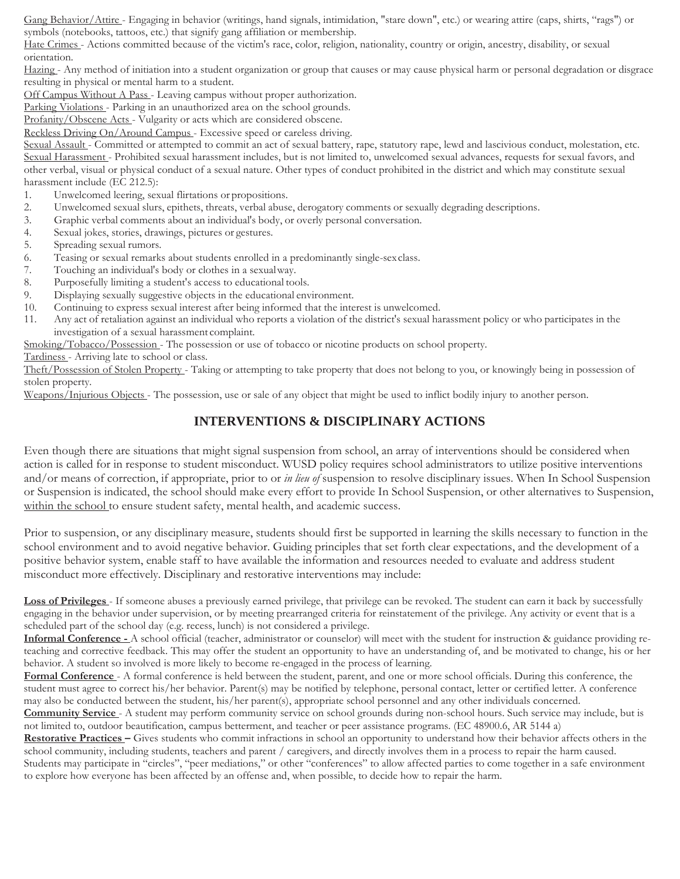Gang Behavior/Attire - Engaging in behavior (writings, hand signals, intimidation, "stare down", etc.) or wearing attire (caps, shirts, "rags") or symbols (notebooks, tattoos, etc.) that signify gang affiliation or membership.

Hate Crimes - Actions committed because of the victim's race, color, religion, nationality, country or origin, ancestry, disability, or sexual orientation.

Hazing - Any method of initiation into a student organization or group that causes or may cause physical harm or personal degradation or disgrace resulting in physical or mental harm to a student.

Off Campus Without A Pass - Leaving campus without proper authorization.

Parking Violations - Parking in an unauthorized area on the school grounds.

Profanity/Obscene Acts - Vulgarity or acts which are considered obscene.

Reckless Driving On/Around Campus - Excessive speed or careless driving.

Sexual Assault - Committed or attempted to commit an act of sexual battery, rape, statutory rape, lewd and lascivious conduct, molestation, etc.

Sexual Harassment - Prohibited sexual harassment includes, but is not limited to, unwelcomed sexual advances, requests for sexual favors, and other verbal, visual or physical conduct of a sexual nature. Other types of conduct prohibited in the district and which may constitute sexual harassment include (EC 212.5):

1. Unwelcomed leering, sexual flirtations or propositions.
2. Unwelcomed sexual slurs, epithets, threats, verbal abuse, derogatory comments or sexually degrading descriptions.
3. Graphic verbal comments about an individual's body, or overly personal conversation.
4. Sexual jokes, stories, drawings, pictures or gestures.
5. Spreading sexual rumors.
6. Teasing or sexual remarks about students enrolled in a predominantly single-sex class.
7. Touching an individual's body or clothes in a sexual way.
8. Purposefully limiting a student's access to educational tools.
9. Displaying sexually suggestive objects in the educational environment.
10. Continuing to express sexual interest after being informed that the interest is unwelcomed.
11. Any act of retaliation against an individual who reports a violation of the district's sexual harassment policy or who participates in the investigation of a sexual harassment complaint.

Smoking/Tobacco/Possession - The possession or use of tobacco or nicotine products on school property.

Tardiness - Arriving late to school or class.

Theft/Possession of Stolen Property - Taking or attempting to take property that does not belong to you, or knowingly being in possession of stolen property.

Weapons/Injurious Objects - The possession, use or sale of any object that might be used to inflict bodily injury to another person.

## INTERVENTIONS & DISCIPLINARY ACTIONS

Even though there are situations that might signal suspension from school, an array of interventions should be considered when action is called for in response to student misconduct. WUSD policy requires school administrators to utilize positive interventions and/or means of correction, if appropriate, prior to or *in lieu of* suspension to resolve disciplinary issues. When In School Suspension or Suspension is indicated, the school should make every effort to provide In School Suspension, or other alternatives to Suspension, within the school to ensure student safety, mental health, and academic success.

Prior to suspension, or any disciplinary measure, students should first be supported in learning the skills necessary to function in the school environment and to avoid negative behavior. Guiding principles that set forth clear expectations, and the development of a positive behavior system, enable staff to have available the information and resources needed to evaluate and address student misconduct more effectively. Disciplinary and restorative interventions may include:

**Loss of Privileges** - If someone abuses a previously earned privilege, that privilege can be revoked. The student can earn it back by successfully engaging in the behavior under supervision, or by meeting prearranged criteria for reinstatement of the privilege. Any activity or event that is a scheduled part of the school day (e.g. recess, lunch) is not considered a privilege.

**Informal Conference -** A school official (teacher, administrator or counselor) will meet with the student for instruction & guidance providing re-teaching and corrective feedback. This may offer the student an opportunity to have an understanding of, and be motivated to change, his or her behavior. A student so involved is more likely to become re-engaged in the process of learning.

**Formal Conference** - A formal conference is held between the student, parent, and one or more school officials. During this conference, the student must agree to correct his/her behavior. Parent(s) may be notified by telephone, personal contact, letter or certified letter. A conference may also be conducted between the student, his/her parent(s), appropriate school personnel and any other individuals concerned.

**Community Service** - A student may perform community service on school grounds during non-school hours. Such service may include, but is not limited to, outdoor beautification, campus betterment, and teacher or peer assistance programs. (EC 48900.6, AR 5144 a)

**Restorative Practices –** Gives students who commit infractions in school an opportunity to understand how their behavior affects others in the school community, including students, teachers and parent / caregivers, and directly involves them in a process to repair the harm caused. Students may participate in "circles", "peer mediations," or other "conferences" to allow affected parties to come together in a safe environment to explore how everyone has been affected by an offense and, when possible, to decide how to repair the harm.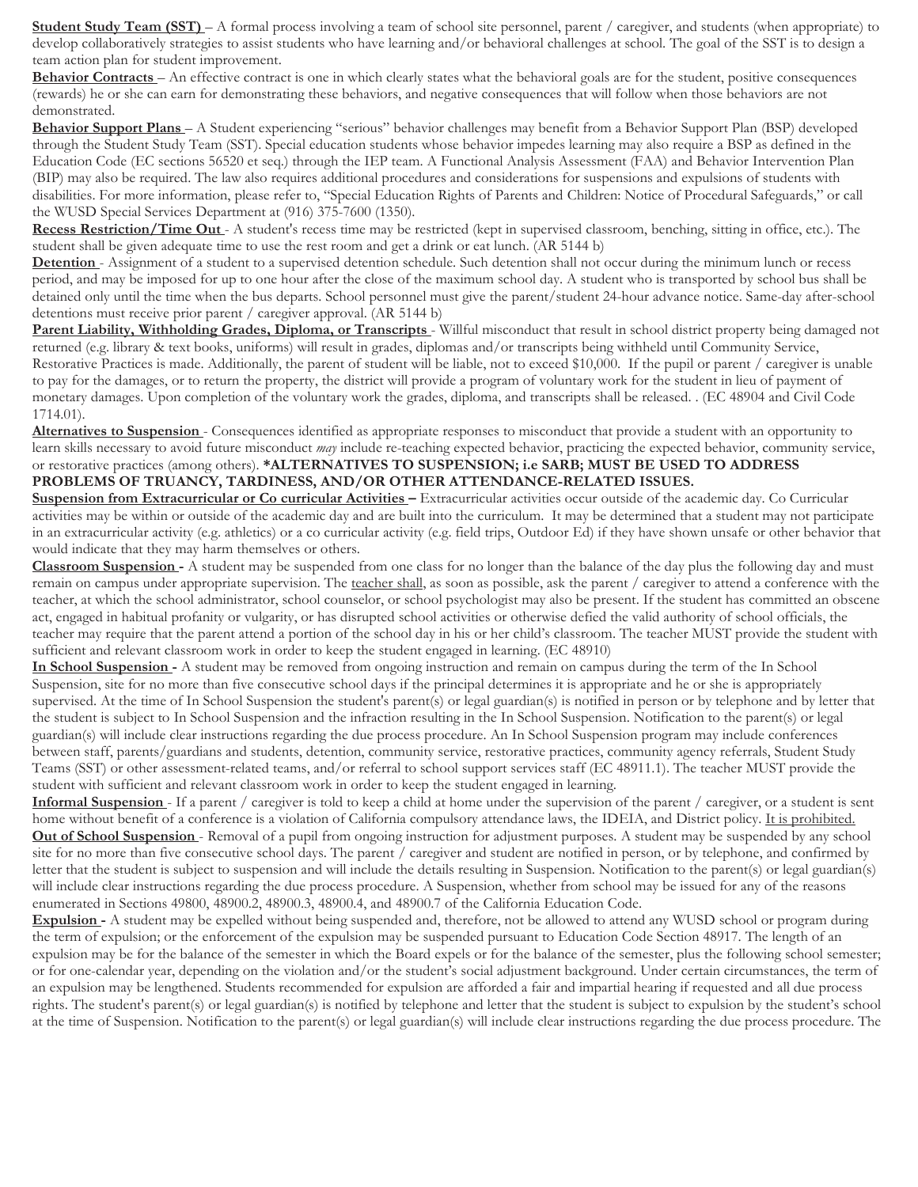**Student Study Team (SST)** – A formal process involving a team of school site personnel, parent / caregiver, and students (when appropriate) to develop collaboratively strategies to assist students who have learning and/or behavioral challenges at school. The goal of the SST is to design a team action plan for student improvement.

**Behavior Contracts** – An effective contract is one in which clearly states what the behavioral goals are for the student, positive consequences (rewards) he or she can earn for demonstrating these behaviors, and negative consequences that will follow when those behaviors are not demonstrated.

**Behavior Support Plans** – A Student experiencing "serious" behavior challenges may benefit from a Behavior Support Plan (BSP) developed through the Student Study Team (SST). Special education students whose behavior impedes learning may also require a BSP as defined in the Education Code (EC sections 56520 et seq.) through the IEP team. A Functional Analysis Assessment (FAA) and Behavior Intervention Plan (BIP) may also be required. The law also requires additional procedures and considerations for suspensions and expulsions of students with disabilities. For more information, please refer to, "Special Education Rights of Parents and Children: Notice of Procedural Safeguards," or call the WUSD Special Services Department at (916) 375-7600 (1350).

**Recess Restriction/Time Out** - A student's recess time may be restricted (kept in supervised classroom, benching, sitting in office, etc.). The student shall be given adequate time to use the rest room and get a drink or eat lunch. (AR 5144 b)

**Detention** - Assignment of a student to a supervised detention schedule. Such detention shall not occur during the minimum lunch or recess period, and may be imposed for up to one hour after the close of the maximum school day. A student who is transported by school bus shall be detained only until the time when the bus departs. School personnel must give the parent/student 24-hour advance notice. Same-day after-school detentions must receive prior parent / caregiver approval. (AR 5144 b)

**Parent Liability, Withholding Grades, Diploma, or Transcripts** - Willful misconduct that result in school district property being damaged not returned (e.g. library & text books, uniforms) will result in grades, diplomas and/or transcripts being withheld until Community Service, Restorative Practices is made. Additionally, the parent of student will be liable, not to exceed $10,000. If the pupil or parent / caregiver is unable to pay for the damages, or to return the property, the district will provide a program of voluntary work for the student in lieu of payment of monetary damages. Upon completion of the voluntary work the grades, diploma, and transcripts shall be released. . (EC 48904 and Civil Code 1714.01).

**Alternatives to Suspension** - Consequences identified as appropriate responses to misconduct that provide a student with an opportunity to learn skills necessary to avoid future misconduct *may* include re-teaching expected behavior, practicing the expected behavior, community service, or restorative practices (among others). **\*ALTERNATIVES TO SUSPENSION; i.e SARB; MUST BE USED TO ADDRESS PROBLEMS OF TRUANCY, TARDINESS, AND/OR OTHER ATTENDANCE-RELATED ISSUES.**

**Suspension from Extracurricular or Co curricular Activities** – Extracurricular activities occur outside of the academic day. Co Curricular activities may be within or outside of the academic day and are built into the curriculum. It may be determined that a student may not participate in an extracurricular activity (e.g. athletics) or a co curricular activity (e.g. field trips, Outdoor Ed) if they have shown unsafe or other behavior that would indicate that they may harm themselves or others.

**Classroom Suspension** - A student may be suspended from one class for no longer than the balance of the day plus the following day and must remain on campus under appropriate supervision. The teacher shall, as soon as possible, ask the parent / caregiver to attend a conference with the teacher, at which the school administrator, school counselor, or school psychologist may also be present. If the student has committed an obscene act, engaged in habitual profanity or vulgarity, or has disrupted school activities or otherwise defied the valid authority of school officials, the teacher may require that the parent attend a portion of the school day in his or her child's classroom. The teacher MUST provide the student with sufficient and relevant classroom work in order to keep the student engaged in learning. (EC 48910)

**In School Suspension** - A student may be removed from ongoing instruction and remain on campus during the term of the In School Suspension, site for no more than five consecutive school days if the principal determines it is appropriate and he or she is appropriately supervised. At the time of In School Suspension the student's parent(s) or legal guardian(s) is notified in person or by telephone and by letter that the student is subject to In School Suspension and the infraction resulting in the In School Suspension. Notification to the parent(s) or legal guardian(s) will include clear instructions regarding the due process procedure. An In School Suspension program may include conferences between staff, parents/guardians and students, detention, community service, restorative practices, community agency referrals, Student Study Teams (SST) or other assessment-related teams, and/or referral to school support services staff (EC 48911.1). The teacher MUST provide the student with sufficient and relevant classroom work in order to keep the student engaged in learning.

**Informal Suspension** - If a parent / caregiver is told to keep a child at home under the supervision of the parent / caregiver, or a student is sent home without benefit of a conference is a violation of California compulsory attendance laws, the IDEIA, and District policy. It is prohibited.

**Out of School Suspension** - Removal of a pupil from ongoing instruction for adjustment purposes. A student may be suspended by any school site for no more than five consecutive school days. The parent / caregiver and student are notified in person, or by telephone, and confirmed by letter that the student is subject to suspension and will include the details resulting in Suspension. Notification to the parent(s) or legal guardian(s) will include clear instructions regarding the due process procedure. A Suspension, whether from school may be issued for any of the reasons enumerated in Sections 49800, 48900.2, 48900.3, 48900.4, and 48900.7 of the California Education Code.

**Expulsion** - A student may be expelled without being suspended and, therefore, not be allowed to attend any WUSD school or program during the term of expulsion; or the enforcement of the expulsion may be suspended pursuant to Education Code Section 48917. The length of an expulsion may be for the balance of the semester in which the Board expels or for the balance of the semester, plus the following school semester; or for one-calendar year, depending on the violation and/or the student's social adjustment background. Under certain circumstances, the term of an expulsion may be lengthened. Students recommended for expulsion are afforded a fair and impartial hearing if requested and all due process rights. The student's parent(s) or legal guardian(s) is notified by telephone and letter that the student is subject to expulsion by the student's school at the time of Suspension. Notification to the parent(s) or legal guardian(s) will include clear instructions regarding the due process procedure. The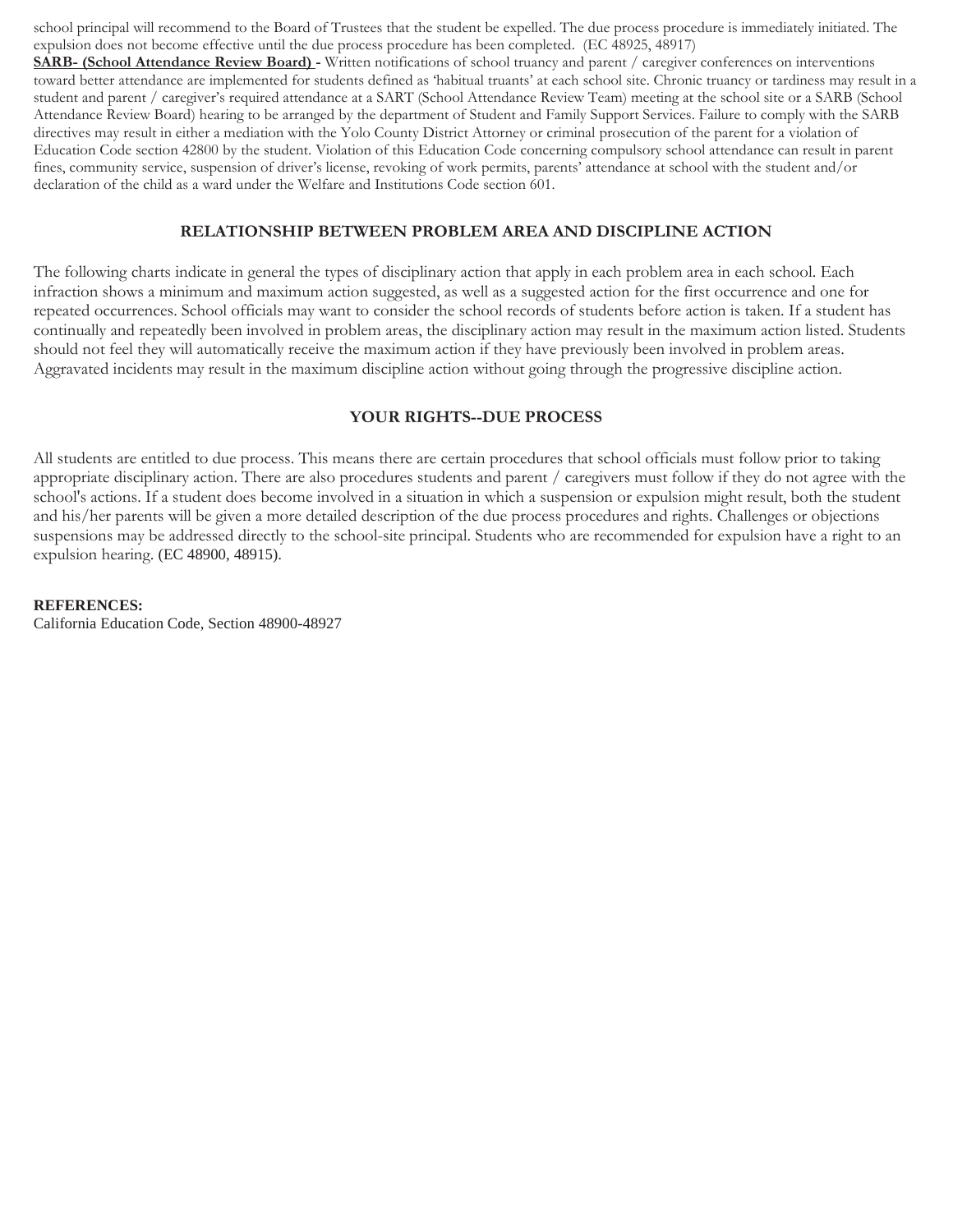school principal will recommend to the Board of Trustees that the student be expelled. The due process procedure is immediately initiated. The expulsion does not become effective until the due process procedure has been completed. (EC 48925, 48917)

**SARB- (School Attendance Review Board) -** Written notifications of school truancy and parent / caregiver conferences on interventions toward better attendance are implemented for students defined as 'habitual truants' at each school site. Chronic truancy or tardiness may result in a student and parent / caregiver's required attendance at a SART (School Attendance Review Team) meeting at the school site or a SARB (School Attendance Review Board) hearing to be arranged by the department of Student and Family Support Services. Failure to comply with the SARB directives may result in either a mediation with the Yolo County District Attorney or criminal prosecution of the parent for a violation of Education Code section 42800 by the student. Violation of this Education Code concerning compulsory school attendance can result in parent fines, community service, suspension of driver's license, revoking of work permits, parents' attendance at school with the student and/or declaration of the child as a ward under the Welfare and Institutions Code section 601.

## RELATIONSHIP BETWEEN PROBLEM AREA AND DISCIPLINE ACTION

The following charts indicate in general the types of disciplinary action that apply in each problem area in each school. Each infraction shows a minimum and maximum action suggested, as well as a suggested action for the first occurrence and one for repeated occurrences. School officials may want to consider the school records of students before action is taken. If a student has continually and repeatedly been involved in problem areas, the disciplinary action may result in the maximum action listed. Students should not feel they will automatically receive the maximum action if they have previously been involved in problem areas. Aggravated incidents may result in the maximum discipline action without going through the progressive discipline action.

## YOUR RIGHTS--DUE PROCESS

All students are entitled to due process. This means there are certain procedures that school officials must follow prior to taking appropriate disciplinary action. There are also procedures students and parent / caregivers must follow if they do not agree with the school's actions. If a student does become involved in a situation in which a suspension or expulsion might result, both the student and his/her parents will be given a more detailed description of the due process procedures and rights. Challenges or objections suspensions may be addressed directly to the school-site principal. Students who are recommended for expulsion have a right to an expulsion hearing. (EC 48900, 48915).

**REFERENCES:**
California Education Code, Section 48900-48927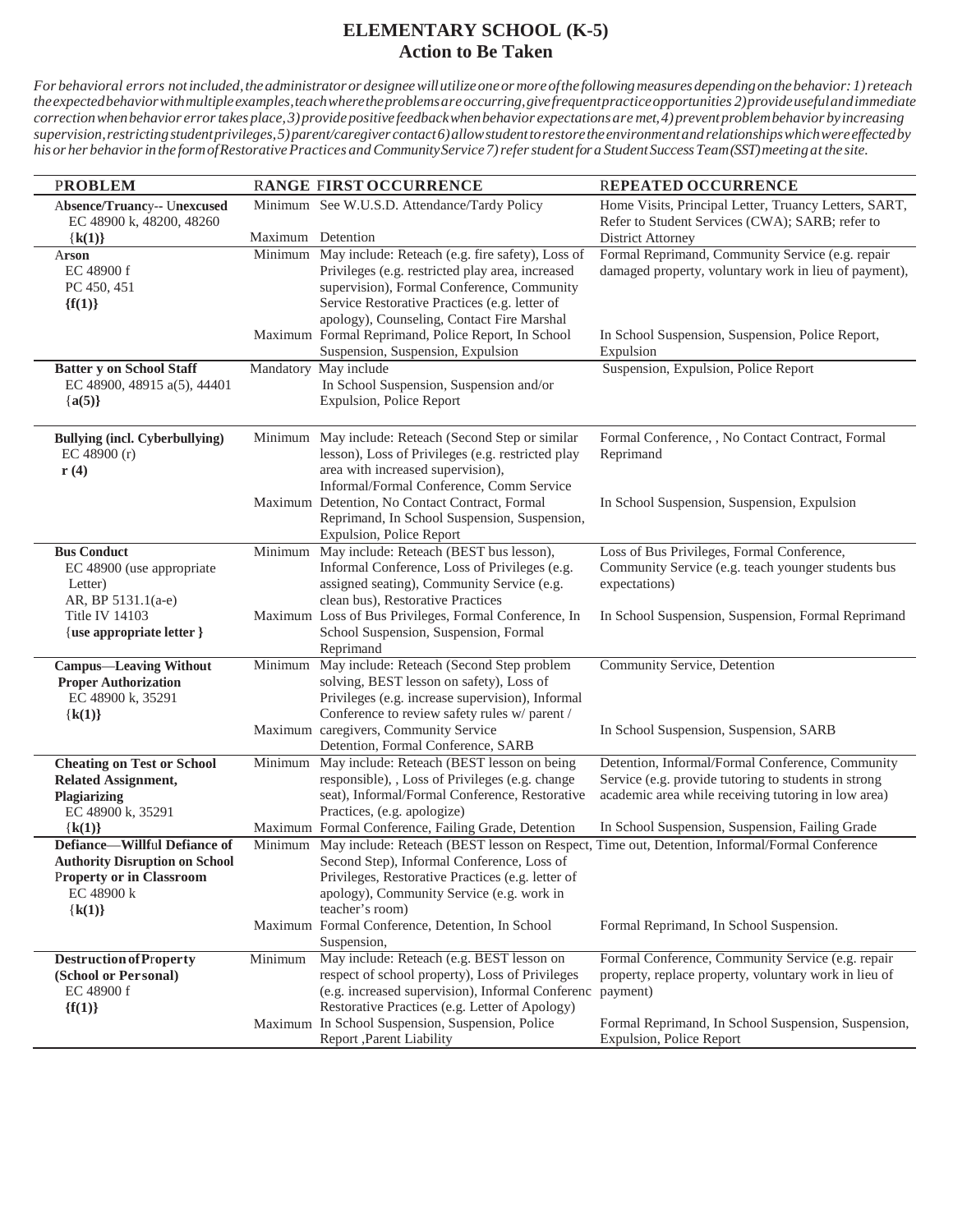# ELEMENTARY SCHOOL (K-5)
## Action to Be Taken

*For behavioral errors not included, the administrator or designee will utilize one or more of the following measures depending on the behavior: 1) reteach the expected behavior with multiple examples, teach where the problems are occurring, give frequent practice opportunities 2) provide useful and immediate correction when behavior error takes place, 3) provide positive feedback when behavior expectations are met, 4) prevent problem behavior by increasing supervision, restricting student privileges, 5) parent/caregiver contact 6) allow student to restore the environment and relationships which were effected by his or her behavior in the form of Restorative Practices and Community Service 7) refer student for a Student Success Team (SST) meeting at the site.*

| PROBLEM | RANGE | FIRST OCCURRENCE | REPEATED OCCURRENCE |
|---|---|---|---|
| **Absence/Truancy-- Unexcused** EC 48900 k, 48200, 48260 **{k(1)}** | Minimum | See W.U.S.D. Attendance/Tardy Policy | Home Visits, Principal Letter, Truancy Letters, SART, Refer to Student Services (CWA); SARB; refer to District Attorney |
| | Maximum | Detention | |
| **Arson** EC 48900 f PC 450, 451 **{f(1)}** | Minimum | May include: Reteach (e.g. fire safety), Loss of Privileges (e.g. restricted play area, increased supervision), Formal Conference, Community Service Restorative Practices (e.g. letter of apology), Counseling, Contact Fire Marshal | Formal Reprimand, Community Service (e.g. repair damaged property, voluntary work in lieu of payment), |
| | Maximum | Formal Reprimand, Police Report, In School Suspension, Suspension, Expulsion | In School Suspension, Suspension, Police Report, Expulsion |
| **Batter y on School Staff** EC 48900, 48915 a(5), 44401 **{a(5)}** | Mandatory | May include In School Suspension, Suspension and/or Expulsion, Police Report | Suspension, Expulsion, Police Report |
| **Bullying (incl. Cyberbullying)** EC 48900 (r) **r (4)** | Minimum | May include: Reteach (Second Step or similar lesson), Loss of Privileges (e.g. restricted play area with increased supervision), Informal/Formal Conference, Comm Service | Formal Conference, , No Contact Contract, Formal Reprimand |
| | Maximum | Detention, No Contact Contract, Formal Reprimand, In School Suspension, Suspension, Expulsion, Police Report | In School Suspension, Suspension, Expulsion |
| **Bus Conduct** EC 48900 (use appropriate Letter) AR, BP 5131.1(a-e) Title IV 14103 {**use appropriate letter** } | Minimum | May include: Reteach (BEST bus lesson), Informal Conference, Loss of Privileges (e.g. assigned seating), Community Service (e.g. clean bus), Restorative Practices | Loss of Bus Privileges, Formal Conference, Community Service (e.g. teach younger students bus expectations) |
| | Maximum | Loss of Bus Privileges, Formal Conference, In School Suspension, Suspension, Formal Reprimand | In School Suspension, Suspension, Formal Reprimand |
| **Campus—Leaving Without Proper Authorization** EC 48900 k, 35291 **{k(1)}** | Minimum | May include: Reteach (Second Step problem solving, BEST lesson on safety), Loss of Privileges (e.g. increase supervision), Informal Conference to review safety rules w/ parent / caregivers, Community Service | Community Service, Detention |
| | Maximum | Detention, Formal Conference, SARB | In School Suspension, Suspension, SARB |
| **Cheating on Test or School Related Assignment, Plagiarizing** EC 48900 k, 35291 **{k(1)}** | Minimum | May include: Reteach (BEST lesson on being responsible), , Loss of Privileges (e.g. change seat), Informal/Formal Conference, Restorative Practices, (e.g. apologize) | Detention, Informal/Formal Conference, Community Service (e.g. provide tutoring to students in strong academic area while receiving tutoring in low area) |
| | Maximum | Formal Conference, Failing Grade, Detention | In School Suspension, Suspension, Failing Grade |
| **Defiance—Willful Defiance of Authority Disruption on School Property or in Classroom** EC 48900 k **{k(1)}** | Minimum | May include: Reteach (BEST lesson on Respect, Second Step), Informal Conference, Loss of Privileges, Restorative Practices (e.g. letter of apology), Community Service (e.g. work in teacher's room) | Time out, Detention, Informal/Formal Conference |
| | Maximum | Formal Conference, Detention, In School Suspension, | Formal Reprimand, In School Suspension. |
| **Destruction of Property (School or Personal)** EC 48900 f **{f(1)}** | Minimum | May include: Reteach (e.g. BEST lesson on respect of school property), Loss of Privileges (e.g. increased supervision), Informal Conferenc Restorative Practices (e.g. Letter of Apology) | Formal Conference, Community Service (e.g. repair property, replace property, voluntary work in lieu of payment) |
| | Maximum | In School Suspension, Suspension, Police Report ,Parent Liability | Formal Reprimand, In School Suspension, Suspension, Expulsion, Police Report |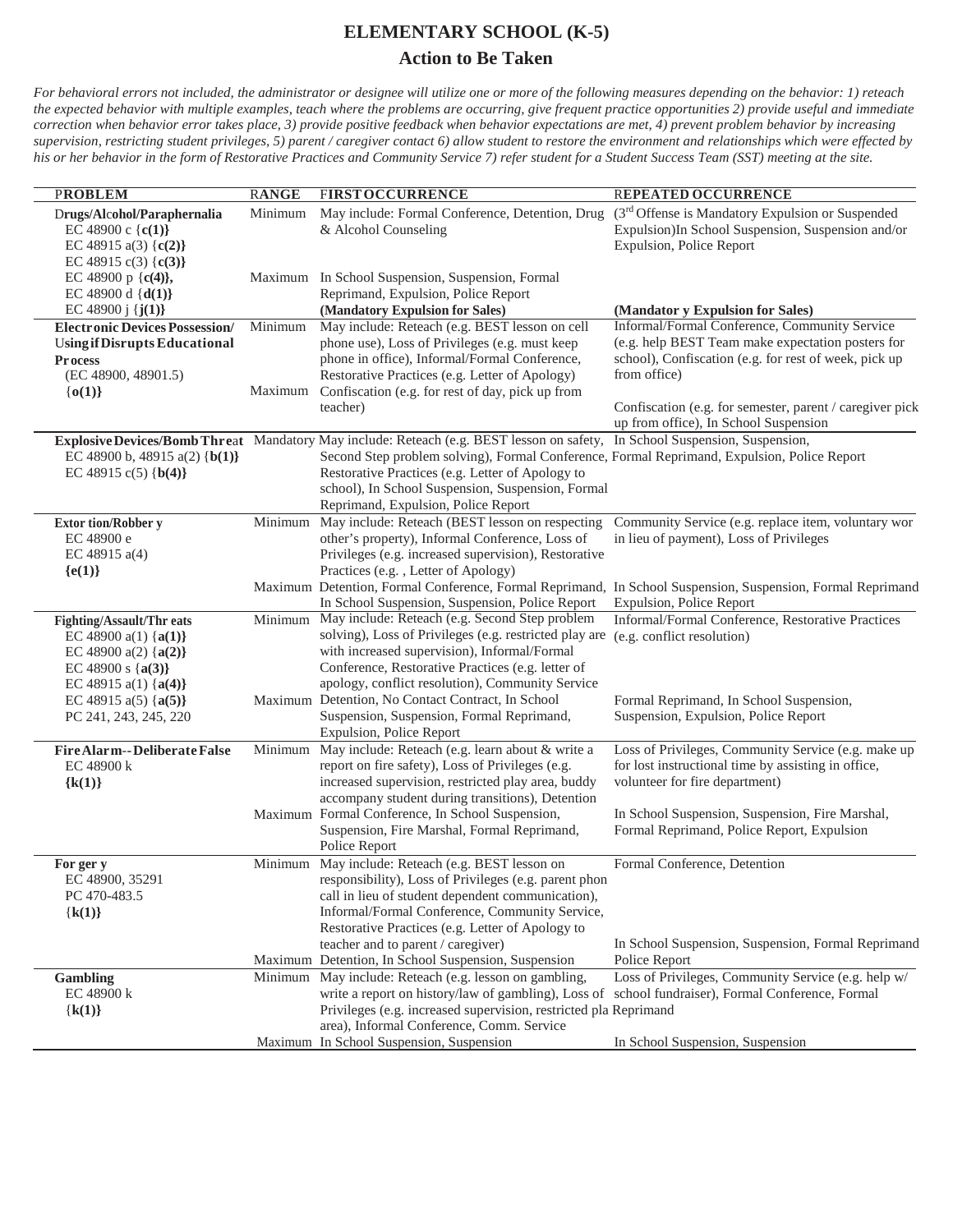# ELEMENTARY SCHOOL (K-5)

## Action to Be Taken

*For behavioral errors not included, the administrator or designee will utilize one or more of the following measures depending on the behavior: 1) reteach the expected behavior with multiple examples, teach where the problems are occurring, give frequent practice opportunities 2) provide useful and immediate correction when behavior error takes place, 3) provide positive feedback when behavior expectations are met, 4) prevent problem behavior by increasing supervision, restricting student privileges, 5) parent / caregiver contact 6) allow student to restore the environment and relationships which were effected by his or her behavior in the form of Restorative Practices and Community Service 7) refer student for a Student Success Team (SST) meeting at the site.*

| PROBLEM | RANGE | FIRST OCCURRENCE | REPEATED OCCURRENCE |
|---|---|---|---|
| **Drugs/Alcohol/Paraphernalia** EC 48900 c {**c(1)**} EC 48915 a(3) {**c(2)**} EC 48915 c(3) {**c(3)**} EC 48900 p {**c(4)**}, EC 48900 d {**d(1)**} EC 48900 j {**j(1)**} | Minimum | May include: Formal Conference, Detention, Drug & Alcohol Counseling | (3rd Offense is Mandatory Expulsion or Suspended Expulsion)In School Suspension, Suspension and/or Expulsion, Police Report |
| | Maximum | In School Suspension, Suspension, Formal Reprimand, Expulsion, Police Report **(Mandatory Expulsion for Sales)** | **(Mandatory Expulsion for Sales)** |
| **Electronic Devices Possession/ Using if Disrupts Educational Process** (EC 48900, 48901.5) {**o(1)**} | Minimum | May include: Reteach (e.g. BEST lesson on cell phone use), Loss of Privileges (e.g. must keep phone in office), Informal/Formal Conference, Restorative Practices (e.g. Letter of Apology) | Informal/Formal Conference, Community Service (e.g. help BEST Team make expectation posters for school), Confiscation (e.g. for rest of week, pick up from office) |
| | Maximum | Confiscation (e.g. for rest of day, pick up from teacher) | Confiscation (e.g. for semester, parent / caregiver pick up from office), In School Suspension |
| **Explosive Devices/Bomb Threat** EC 48900 b, 48915 a(2) {**b(1)**} EC 48915 c(5) {**b(4)**} | Mandatory | May include: Reteach (e.g. BEST lesson on safety, Second Step problem solving), Formal Conference, Restorative Practices (e.g. Letter of Apology to school), In School Suspension, Suspension, Formal Reprimand, Expulsion, Police Report | In School Suspension, Suspension, Formal Reprimand, Expulsion, Police Report |
| **Extortion/Robbery** EC 48900 e EC 48915 a(4) {**e(1)**} | Minimum | May include: Reteach (BEST lesson on respecting other's property), Informal Conference, Loss of Privileges (e.g. increased supervision), Restorative Practices (e.g. , Letter of Apology) | Community Service (e.g. replace item, voluntary wor in lieu of payment), Loss of Privileges |
| | Maximum | Detention, Formal Conference, Formal Reprimand, In School Suspension, Suspension, Police Report | In School Suspension, Suspension, Formal Reprimand Expulsion, Police Report |
| **Fighting/Assault/Threats** EC 48900 a(1) {**a(1)**} EC 48900 a(2) {**a(2)**} EC 48900 s {**a(3)**} EC 48915 a(1) {**a(4)**} EC 48915 a(5) {**a(5)**} PC 241, 243, 245, 220 | Minimum | May include: Reteach (e.g. Second Step problem solving), Loss of Privileges (e.g. restricted play are with increased supervision), Informal/Formal Conference, Restorative Practices (e.g. letter of apology, conflict resolution), Community Service | Informal/Formal Conference, Restorative Practices (e.g. conflict resolution) |
| | Maximum | Detention, No Contact Contract, In School Suspension, Suspension, Formal Reprimand, Expulsion, Police Report | Formal Reprimand, In School Suspension, Suspension, Expulsion, Police Report |
| **Fire Alarm--Deliberate False** EC 48900 k {**k(1)**} | Minimum | May include: Reteach (e.g. learn about & write a report on fire safety), Loss of Privileges (e.g. increased supervision, restricted play area, buddy accompany student during transitions), Detention | Loss of Privileges, Community Service (e.g. make up for lost instructional time by assisting in office, volunteer for fire department) |
| | Maximum | Formal Conference, In School Suspension, Suspension, Fire Marshal, Formal Reprimand, Police Report | In School Suspension, Suspension, Fire Marshal, Formal Reprimand, Police Report, Expulsion |
| **Forgery** EC 48900, 35291 PC 470-483.5 {**k(1)**} | Minimum | May include: Reteach (e.g. BEST lesson on responsibility), Loss of Privileges (e.g. parent phon call in lieu of student dependent communication), Informal/Formal Conference, Community Service, Restorative Practices (e.g. Letter of Apology to teacher and to parent / caregiver) | Formal Conference, Detention |
| | Maximum | Detention, In School Suspension, Suspension | In School Suspension, Suspension, Formal Reprimand Police Report |
| **Gambling** EC 48900 k {**k(1)**} | Minimum | May include: Reteach (e.g. lesson on gambling, write a report on history/law of gambling), Loss of Privileges (e.g. increased supervision, restricted pla area), Informal Conference, Comm. Service | Loss of Privileges, Community Service (e.g. help w/ school fundraiser), Formal Conference, Formal Reprimand |
| | Maximum | In School Suspension, Suspension | In School Suspension, Suspension |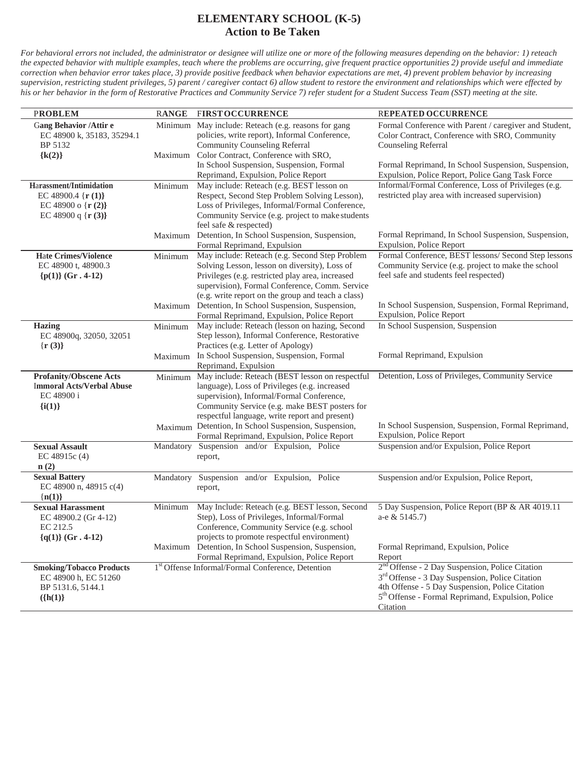# ELEMENTARY SCHOOL (K-5)
## Action to Be Taken

*For behavioral errors not included, the administrator or designee will utilize one or more of the following measures depending on the behavior: 1) reteach the expected behavior with multiple examples, teach where the problems are occurring, give frequent practice opportunities 2) provide useful and immediate correction when behavior error takes place, 3) provide positive feedback when behavior expectations are met, 4) prevent problem behavior by increasing supervision, restricting student privileges, 5) parent / caregiver contact 6) allow student to restore the environment and relationships which were effected by his or her behavior in the form of Restorative Practices and Community Service 7) refer student for a Student Success Team (SST) meeting at the site.*

| PROBLEM | RANGE | FIRST OCCURRENCE | REPEATED OCCURRENCE |
|---|---|---|---|
| **Gang Behavior /Attir e** EC 48900 k, 35183, 35294.1 BP 5132 **{k(2)}** | Minimum | May include: Reteach (e.g. reasons for gang policies, write report), Informal Conference, Community Counseling Referral | Formal Conference with Parent / caregiver and Student, Color Contract, Conference with SRO, Community Counseling Referral |
| | Maximum | Color Contract, Conference with SRO, In School Suspension, Suspension, Formal Reprimand, Expulsion, Police Report | Formal Reprimand, In School Suspension, Suspension, Expulsion, Police Report, Police Gang Task Force |
| **Harassment/Intimidation** EC 48900.4 {**r (1)**} EC 48900 o {**r (2)**} EC 48900 q {**r (3)**} | Minimum | May include: Reteach (e.g. BEST lesson on Respect, Second Step Problem Solving Lesson), Loss of Privileges, Informal/Formal Conference, Community Service (e.g. project to make students feel safe & respected) | Informal/Formal Conference, Loss of Privileges (e.g. restricted play area with increased supervision) |
| | Maximum | Detention, In School Suspension, Suspension, Formal Reprimand, Expulsion | Formal Reprimand, In School Suspension, Suspension, Expulsion, Police Report |
| **Hate Crimes/Violence** EC 48900 t, 48900.3 **{p(1)} (Gr . 4-12)** | Minimum | May include: Reteach (e.g. Second Step Problem Solving Lesson, lesson on diversity), Loss of Privileges (e.g. restricted play area, increased supervision), Formal Conference, Comm. Service (e.g. write report on the group and teach a class) | Formal Conference, BEST lessons/ Second Step lessons Community Service (e.g. project to make the school feel safe and students feel respected) |
| | Maximum | Detention, In School Suspension, Suspension, Formal Reprimand, Expulsion, Police Report | In School Suspension, Suspension, Formal Reprimand, Expulsion, Police Report |
| **Hazing** EC 48900q, 32050, 32051 {**r (3)**} | Minimum | May include: Reteach (lesson on hazing, Second Step lesson), Informal Conference, Restorative Practices (e.g. Letter of Apology) | In School Suspension, Suspension |
| | Maximum | In School Suspension, Suspension, Formal Reprimand, Expulsion | Formal Reprimand, Expulsion |
| **Profanity/Obscene Acts Immoral Acts/Verbal Abuse** EC 48900 i **{i(1)}** | Minimum | May include: Reteach (BEST lesson on respectful language), Loss of Privileges (e.g. increased supervision), Informal/Formal Conference, Community Service (e.g. make BEST posters for respectful language, write report and present) | Detention, Loss of Privileges, Community Service |
| | Maximum | Detention, In School Suspension, Suspension, Formal Reprimand, Expulsion, Police Report | In School Suspension, Suspension, Formal Reprimand, Expulsion, Police Report |
| **Sexual Assault** EC 48915c (4) **n (2)** | Mandatory | Suspension and/or Expulsion, Police report, | Suspension and/or Expulsion, Police Report |
| **Sexual Battery** EC 48900 n, 48915 c(4) {**n(1)**} | Mandatory | Suspension and/or Expulsion, Police report, | Suspension and/or Expulsion, Police Report, |
| **Sexual Harassment** EC 48900.2 (Gr 4-12) EC 212.5 **{q(1)} (Gr . 4-12)** | Minimum | May Include: Reteach (e.g. BEST lesson, Second Step), Loss of Privileges, Informal/Formal Conference, Community Service (e.g. school projects to promote respectful environment) | 5 Day Suspension, Police Report (BP & AR 4019.11 a-e & 5145.7) |
| | Maximum | Detention, In School Suspension, Suspension, Formal Reprimand, Expulsion, Police Report | Formal Reprimand, Expulsion, Police Report |
| **Smoking/Tobacco Products** EC 48900 h, EC 51260 BP 5131.6, 5144.1 **({h(1)}** | | 1st Offense Informal/Formal Conference, Detention | 2nd Offense - 2 Day Suspension, Police Citation<br>3rd Offense - 3 Day Suspension, Police Citation<br>4th Offense - 5 Day Suspension, Police Citation<br>5th Offense - Formal Reprimand, Expulsion, Police Citation |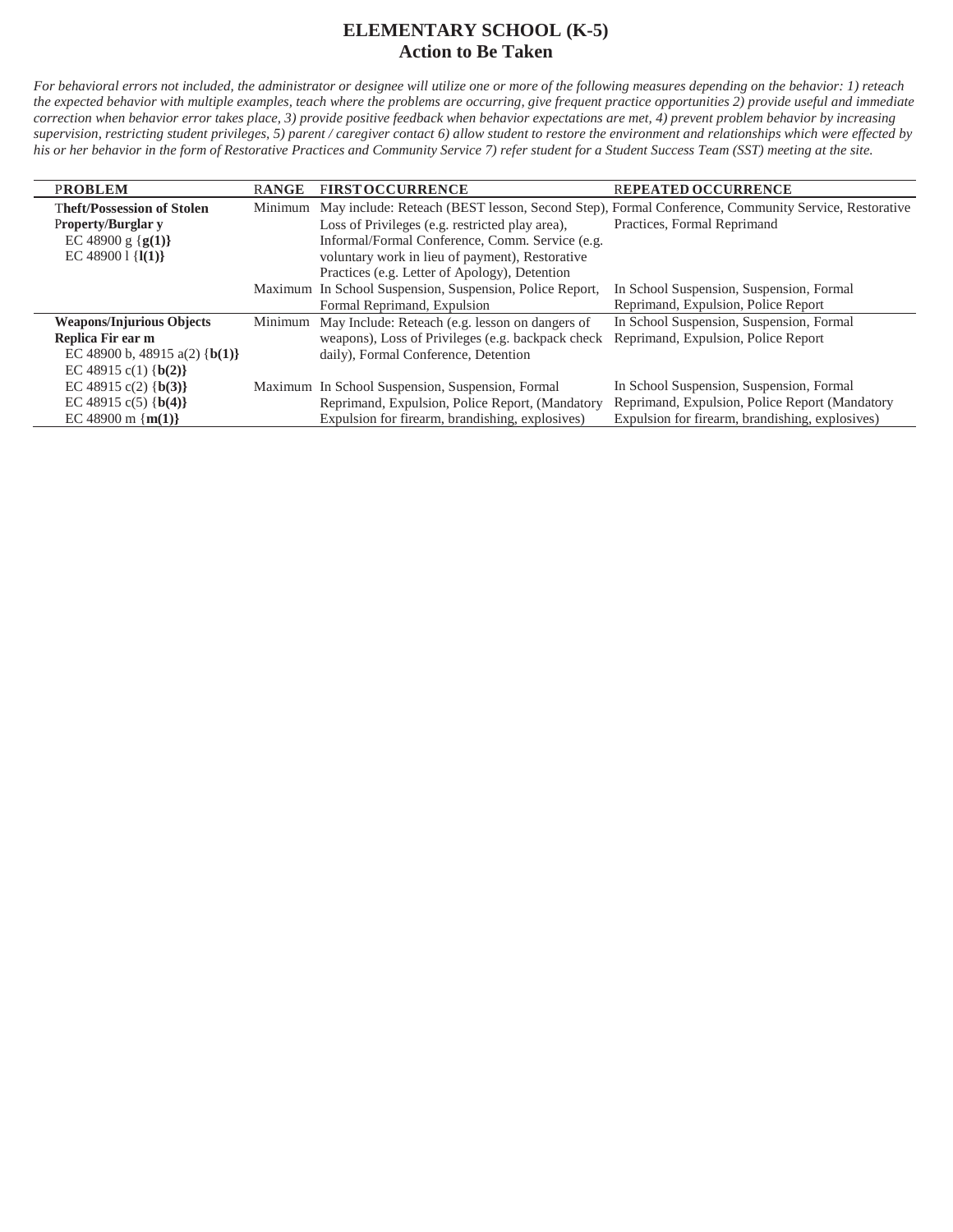# ELEMENTARY SCHOOL (K-5)
## Action to Be Taken

*For behavioral errors not included, the administrator or designee will utilize one or more of the following measures depending on the behavior: 1) reteach the expected behavior with multiple examples, teach where the problems are occurring, give frequent practice opportunities 2) provide useful and immediate correction when behavior error takes place, 3) provide positive feedback when behavior expectations are met, 4) prevent problem behavior by increasing supervision, restricting student privileges, 5) parent / caregiver contact 6) allow student to restore the environment and relationships which were effected by his or her behavior in the form of Restorative Practices and Community Service 7) refer student for a Student Success Team (SST) meeting at the site.*

| PROBLEM | RANGE | FIRST OCCURRENCE | REPEATED OCCURRENCE |
|---|---|---|---|
| **Theft/Possession of Stolen Property/Burglary**<br>EC 48900 g {**g(1)**}<br>EC 48900 l {**l(1)**} | Minimum | May include: Reteach (BEST lesson, Second Step), Loss of Privileges (e.g. restricted play area), Informal/Formal Conference, Comm. Service (e.g. voluntary work in lieu of payment), Restorative Practices (e.g. Letter of Apology), Detention | Formal Conference, Community Service, Restorative Practices, Formal Reprimand |
| | Maximum | In School Suspension, Suspension, Police Report, Formal Reprimand, Expulsion | In School Suspension, Suspension, Formal Reprimand, Expulsion, Police Report |
| **Weapons/Injurious Objects Replica Firearm**<br>EC 48900 b, 48915 a(2) {**b(1)**}<br>EC 48915 c(1) {**b(2)**}<br>EC 48915 c(2) {**b(3)**}<br>EC 48915 c(5) {**b(4)**}<br>EC 48900 m {**m(1)**} | Minimum | May Include: Reteach (e.g. lesson on dangers of weapons), Loss of Privileges (e.g. backpack check daily), Formal Conference, Detention | In School Suspension, Suspension, Formal Reprimand, Expulsion, Police Report |
| | Maximum | In School Suspension, Suspension, Formal Reprimand, Expulsion, Police Report, (Mandatory Expulsion for firearm, brandishing, explosives) | In School Suspension, Suspension, Formal Reprimand, Expulsion, Police Report (Mandatory Expulsion for firearm, brandishing, explosives) |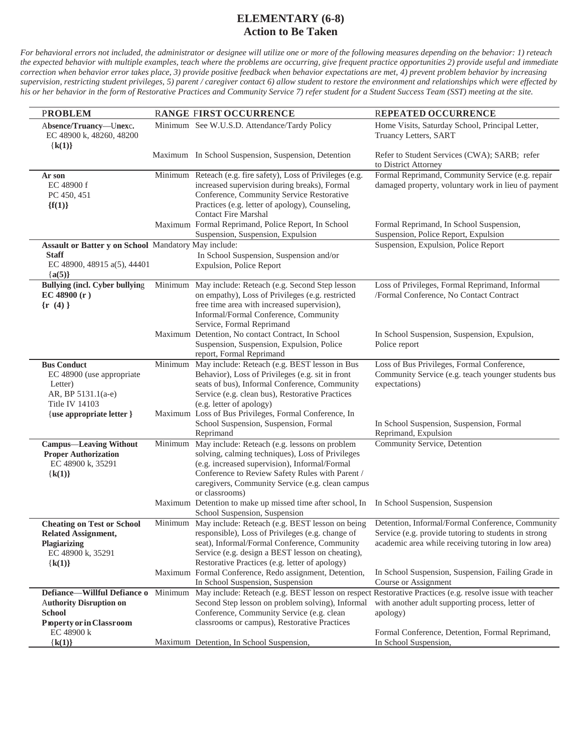# ELEMENTARY (6-8)
## Action to Be Taken

*For behavioral errors not included, the administrator or designee will utilize one or more of the following measures depending on the behavior: 1) reteach the expected behavior with multiple examples, teach where the problems are occurring, give frequent practice opportunities 2) provide useful and immediate correction when behavior error takes place, 3) provide positive feedback when behavior expectations are met, 4) prevent problem behavior by increasing supervision, restricting student privileges, 5) parent / caregiver contact 6) allow student to restore the environment and relationships which were effected by his or her behavior in the form of Restorative Practices and Community Service 7) refer student for a Student Success Team (SST) meeting at the site.*

| PROBLEM | RANGE | FIRST OCCURRENCE | REPEATED OCCURRENCE |
|---|---|---|---|
| Absence/Truancy—Unexc. EC 48900 k, 48260, 48200 **{k(1)}** | Minimum | See W.U.S.D. Attendance/Tardy Policy | Home Visits, Saturday School, Principal Letter, Truancy Letters, SART |
| | Maximum | In School Suspension, Suspension, Detention | Refer to Student Services (CWA); SARB; refer to District Attorney |
| **Ar son** EC 48900 f PC 450, 451 **{f(1)}** | Minimum | Reteach (e.g. fire safety), Loss of Privileges (e.g. increased supervision during breaks), Formal Conference, Community Service Restorative Practices (e.g. letter of apology), Counseling, Contact Fire Marshal | Formal Reprimand, Community Service (e.g. repair damaged property, voluntary work in lieu of payment |
| | Maximum | Formal Reprimand, Police Report, In School Suspension, Suspension, Expulsion | Formal Reprimand, In School Suspension, Suspension, Police Report, Expulsion |
| **Assault or Batter y on School Staff** EC 48900, 48915 a(5), 44401 **{a(5)}** | Mandatory | May include: In School Suspension, Suspension and/or Expulsion, Police Report | Suspension, Expulsion, Police Report |
| **Bullying (incl. Cyber bullying EC 48900 (r ) {r (4) }** | Minimum | May include: Reteach (e.g. Second Step lesson on empathy), Loss of Privileges (e.g. restricted free time area with increased supervision), Informal/Formal Conference, Community Service, Formal Reprimand | Loss of Privileges, Formal Reprimand, Informal /Formal Conference, No Contact Contract |
| | Maximum | Detention, No contact Contract, In School Suspension, Suspension, Expulsion, Police report, Formal Reprimand | In School Suspension, Suspension, Expulsion, Police report |
| **Bus Conduct** EC 48900 (use appropriate Letter) AR, BP 5131.1(a-e) Title IV 14103 **{use appropriate letter }** | Minimum | May include: Reteach (e.g. BEST lesson in Bus Behavior), Loss of Privileges (e.g. sit in front seats of bus), Informal Conference, Community Service (e.g. clean bus), Restorative Practices (e.g. letter of apology) | Loss of Bus Privileges, Formal Conference, Community Service (e.g. teach younger students bus expectations) |
| | Maximum | Loss of Bus Privileges, Formal Conference, In School Suspension, Suspension, Formal Reprimand | In School Suspension, Suspension, Formal Reprimand, Expulsion |
| **Campus—Leaving Without Proper Authorization** EC 48900 k, 35291 **{k(1)}** | Minimum | May include: Reteach (e.g. lessons on problem solving, calming techniques), Loss of Privileges (e.g. increased supervision), Informal/Formal Conference to Review Safety Rules with Parent / caregivers, Community Service (e.g. clean campus or classrooms) | Community Service, Detention |
| | Maximum | Detention to make up missed time after school, In School Suspension, Suspension | In School Suspension, Suspension |
| **Cheating on Test or School Related Assignment, Plagiarizing** EC 48900 k, 35291 **{k(1)}** | Minimum | May include: Reteach (e.g. BEST lesson on being responsible), Loss of Privileges (e.g. change of seat), Informal/Formal Conference, Community Service (e.g. design a BEST lesson on cheating), Restorative Practices (e.g. letter of apology) | Detention, Informal/Formal Conference, Community Service (e.g. provide tutoring to students in strong academic area while receiving tutoring in low area) |
| | Maximum | Formal Conference, Redo assignment, Detention, In School Suspension, Suspension | In School Suspension, Suspension, Failing Grade in Course or Assignment |
| **Defiance—Willful Defiance o Authority Disruption on School Property or in Classroom** EC 48900 k **{k(1)}** | Minimum | May include: Reteach (e.g. BEST lesson on respect Second Step lesson on problem solving), Informal Conference, Community Service (e.g. clean classrooms or campus), Restorative Practices | Restorative Practices (e.g. resolve issue with teacher with another adult supporting process, letter of apology) |
| | Maximum | Detention, In School Suspension, | Formal Conference, Detention, Formal Reprimand, In School Suspension, |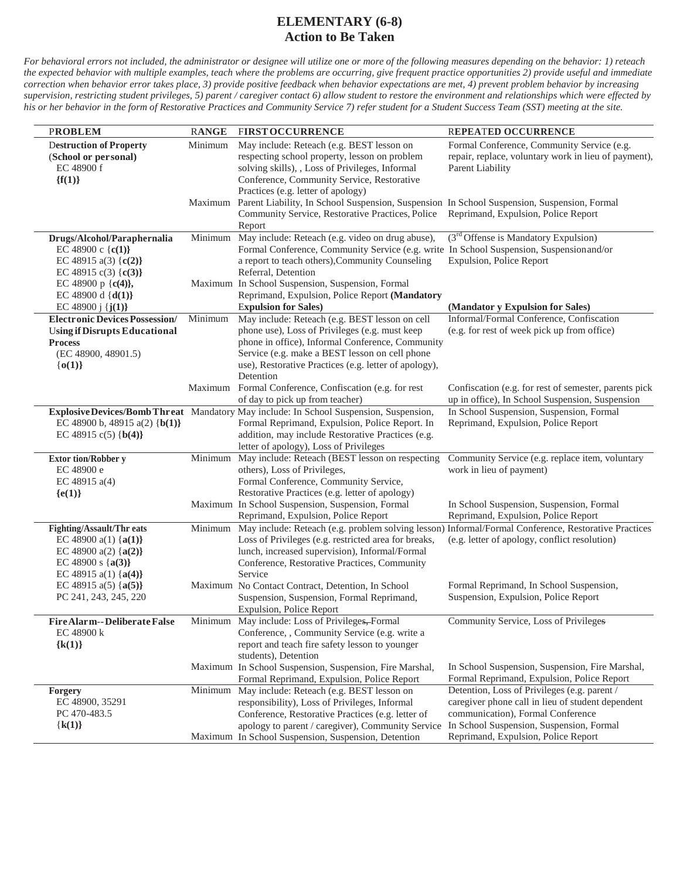# ELEMENTARY (6-8)
## Action to Be Taken

*For behavioral errors not included, the administrator or designee will utilize one or more of the following measures depending on the behavior: 1) reteach the expected behavior with multiple examples, teach where the problems are occurring, give frequent practice opportunities 2) provide useful and immediate correction when behavior error takes place, 3) provide positive feedback when behavior expectations are met, 4) prevent problem behavior by increasing supervision, restricting student privileges, 5) parent / caregiver contact 6) allow student to restore the environment and relationships which were effected by his or her behavior in the form of Restorative Practices and Community Service 7) refer student for a Student Success Team (SST) meeting at the site.*

| PROBLEM | RANGE | FIRST OCCURRENCE | REPEATED OCCURRENCE |
|---|---|---|---|
| **Destruction of Property (School or personal)** EC 48900 f **{f(1)}** | Minimum | May include: Reteach (e.g. BEST lesson on respecting school property, lesson on problem solving skills), , Loss of Privileges, Informal Conference, Community Service, Restorative Practices (e.g. letter of apology) | Formal Conference, Community Service (e.g. repair, replace, voluntary work in lieu of payment), Parent Liability |
| | Maximum | Parent Liability, In School Suspension, Suspension Community Service, Restorative Practices, Police Report | In School Suspension, Suspension, Formal Reprimand, Expulsion, Police Report |
| **Drugs/Alcohol/Paraphernalia** EC 48900 c {**c(1)**} EC 48915 a(3) {**c(2)**} EC 48915 c(3) {**c(3)**} EC 48900 p {**c(4)**}, EC 48900 d {**d(1)**} EC 48900 j {**j(1)**} | Minimum | May include: Reteach (e.g. video on drug abuse), Formal Conference, Community Service (e.g. write a report to teach others), Community Counseling Referral, Detention | (3rd Offense is Mandatory Expulsion) In School Suspension, Suspension and/or Expulsion, Police Report |
| | Maximum | In School Suspension, Suspension, Formal Reprimand, Expulsion, Police Report **(Mandatory Expulsion for Sales)** | **(Mandatory Expulsion for Sales)** |
| **Electronic Devices Possession/ Using if Disrupts Educational Process** (EC 48900, 48901.5) {**o(1)**} | Minimum | May include: Reteach (e.g. BEST lesson on cell phone use), Loss of Privileges (e.g. must keep phone in office), Informal Conference, Community Service (e.g. make a BEST lesson on cell phone use), Restorative Practices (e.g. letter of apology), Detention | Informal/Formal Conference, Confiscation (e.g. for rest of week pick up from office) |
| | Maximum | Formal Conference, Confiscation (e.g. for rest of day to pick up from teacher) | Confiscation (e.g. for rest of semester, parents pick up in office), In School Suspension, Suspension |
| **Explosive Devices/Bomb Threat** EC 48900 b, 48915 a(2) {**b(1)**} EC 48915 c(5) {**b(4)**} | Mandatory | May include: In School Suspension, Suspension, Formal Reprimand, Expulsion, Police Report. In addition, may include Restorative Practices (e.g. letter of apology), Loss of Privileges | In School Suspension, Suspension, Formal Reprimand, Expulsion, Police Report |
| **Extortion/Robbery** EC 48900 e EC 48915 a(4) **{e(1)}** | Minimum | May include: Reteach (BEST lesson on respecting others), Loss of Privileges, Formal Conference, Community Service, Restorative Practices (e.g. letter of apology) | Community Service (e.g. replace item, voluntary work in lieu of payment) |
| | Maximum | In School Suspension, Suspension, Formal Reprimand, Expulsion, Police Report | In School Suspension, Suspension, Formal Reprimand, Expulsion, Police Report |
| **Fighting/Assault/Threats** EC 48900 a(1) {**a(1)**} EC 48900 a(2) {**a(2)**} EC 48900 s {**a(3)**} EC 48915 a(1) {**a(4)**} EC 48915 a(5) {**a(5)**} PC 241, 243, 245, 220 | Minimum | May include: Reteach (e.g. problem solving lesson) Loss of Privileges (e.g. restricted area for breaks, lunch, increased supervision), Informal/Formal Conference, Restorative Practices, Community Service | Informal/Formal Conference, Restorative Practices (e.g. letter of apology, conflict resolution) |
| | Maximum | No Contact Contract, Detention, In School Suspension, Suspension, Formal Reprimand, Expulsion, Police Report | Formal Reprimand, In School Suspension, Suspension, Expulsion, Police Report |
| **Fire Alarm--Deliberate False** EC 48900 k **{k(1)}** | Minimum | May include: Loss of Privileges, Formal Conference, , Community Service (e.g. write a report and teach fire safety lesson to younger students), Detention | Community Service, Loss of Privileges |
| | Maximum | In School Suspension, Suspension, Fire Marshal, Formal Reprimand, Expulsion, Police Report | In School Suspension, Suspension, Fire Marshal, Formal Reprimand, Expulsion, Police Report |
| **Forgery** EC 48900, 35291 PC 470-483.5 {**k(1)**} | Minimum | May include: Reteach (e.g. BEST lesson on responsibility), Loss of Privileges, Informal Conference, Restorative Practices (e.g. letter of apology to parent / caregiver), Community Service | Detention, Loss of Privileges (e.g. parent / caregiver phone call in lieu of student dependent communication), Formal Conference |
| | Maximum | In School Suspension, Suspension, Detention | In School Suspension, Suspension, Formal Reprimand, Expulsion, Police Report |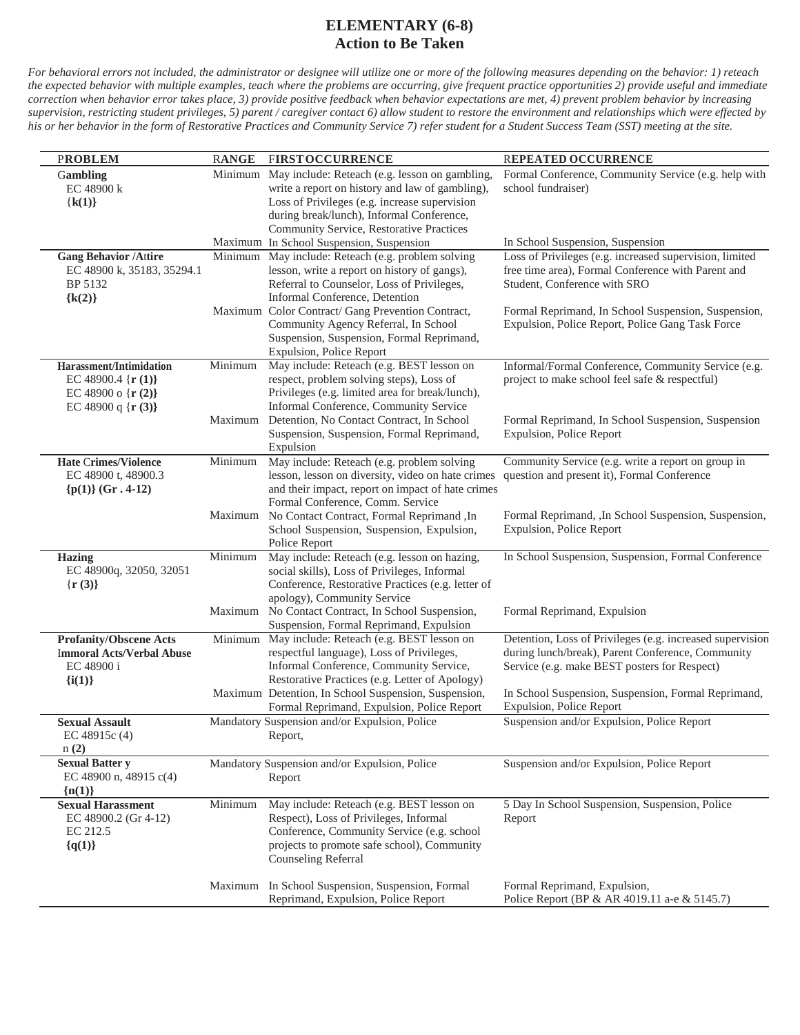# ELEMENTARY (6-8)
## Action to Be Taken

*For behavioral errors not included, the administrator or designee will utilize one or more of the following measures depending on the behavior: 1) reteach the expected behavior with multiple examples, teach where the problems are occurring, give frequent practice opportunities 2) provide useful and immediate correction when behavior error takes place, 3) provide positive feedback when behavior expectations are met, 4) prevent problem behavior by increasing supervision, restricting student privileges, 5) parent / caregiver contact 6) allow student to restore the environment and relationships which were effected by his or her behavior in the form of Restorative Practices and Community Service 7) refer student for a Student Success Team (SST) meeting at the site.*

| PROBLEM | RANGE | FIRST OCCURRENCE | REPEATED OCCURRENCE |
|---|---|---|---|
| **Gambling**<br>EC 48900 k<br>{**k(1)**} | Minimum | May include: Reteach (e.g. lesson on gambling, write a report on history and law of gambling), Loss of Privileges (e.g. increase supervision during break/lunch), Informal Conference, Community Service, Restorative Practices | Formal Conference, Community Service (e.g. help with school fundraiser) |
| | Maximum | In School Suspension, Suspension | In School Suspension, Suspension |
| **Gang Behavior /Attire**<br>EC 48900 k, 35183, 35294.1<br>BP 5132<br>**{k(2)}** | Minimum | May include: Reteach (e.g. problem solving lesson, write a report on history of gangs), Referral to Counselor, Loss of Privileges, Informal Conference, Detention | Loss of Privileges (e.g. increased supervision, limited free time area), Formal Conference with Parent and Student, Conference with SRO |
| | Maximum | Color Contract/ Gang Prevention Contract, Community Agency Referral, In School Suspension, Suspension, Formal Reprimand, Expulsion, Police Report | Formal Reprimand, In School Suspension, Suspension, Expulsion, Police Report, Police Gang Task Force |
| **Harassment/Intimidation**<br>EC 48900.4 {**r (1)**}<br>EC 48900 o {**r (2)**}<br>EC 48900 q {**r (3)**} | Minimum | May include: Reteach (e.g. BEST lesson on respect, problem solving steps), Loss of Privileges (e.g. limited area for break/lunch), Informal Conference, Community Service | Informal/Formal Conference, Community Service (e.g. project to make school feel safe & respectful) |
| | Maximum | Detention, No Contact Contract, In School Suspension, Suspension, Formal Reprimand, Expulsion | Formal Reprimand, In School Suspension, Suspension Expulsion, Police Report |
| **Hate Crimes/Violence**<br>EC 48900 t, 48900.3<br>**{p(1)} (Gr . 4-12)** | Minimum | May include: Reteach (e.g. problem solving lesson, lesson on diversity, video on hate crimes and their impact, report on impact of hate crimes Formal Conference, Comm. Service | Community Service (e.g. write a report on group in question and present it), Formal Conference |
| | Maximum | No Contact Contract, Formal Reprimand ,In School Suspension, Suspension, Expulsion, Police Report | Formal Reprimand, ,In School Suspension, Suspension, Expulsion, Police Report |
| **Hazing**<br>EC 48900q, 32050, 32051<br>{**r (3)**} | Minimum | May include: Reteach (e.g. lesson on hazing, social skills), Loss of Privileges, Informal Conference, Restorative Practices (e.g. letter of apology), Community Service | In School Suspension, Suspension, Formal Conference |
| | Maximum | No Contact Contract, In School Suspension, Suspension, Formal Reprimand, Expulsion | Formal Reprimand, Expulsion |
| **Profanity/Obscene Acts**<br>**Immoral Acts/Verbal Abuse**<br>EC 48900 i<br>**{i(1)}** | Minimum | May include: Reteach (e.g. BEST lesson on respectful language), Loss of Privileges, Informal Conference, Community Service, Restorative Practices (e.g. Letter of Apology) | Detention, Loss of Privileges (e.g. increased supervision during lunch/break), Parent Conference, Community Service (e.g. make BEST posters for Respect) |
| | Maximum | Detention, In School Suspension, Suspension, Formal Reprimand, Expulsion, Police Report | In School Suspension, Suspension, Formal Reprimand, Expulsion, Police Report |
| **Sexual Assault**<br>EC 48915c (4)<br>n **(2)** | Mandatory | Suspension and/or Expulsion, Police Report, | Suspension and/or Expulsion, Police Report |
| **Sexual Batter y**<br>EC 48900 n, 48915 c(4)<br>**{n(1)}** | Mandatory | Suspension and/or Expulsion, Police Report | Suspension and/or Expulsion, Police Report |
| **Sexual Harassment**<br>EC 48900.2 (Gr 4-12)<br>EC 212.5<br>**{q(1)}** | Minimum | May include: Reteach (e.g. BEST lesson on Respect), Loss of Privileges, Informal Conference, Community Service (e.g. school projects to promote safe school), Community Counseling Referral | 5 Day In School Suspension, Suspension, Police Report |
| | Maximum | In School Suspension, Suspension, Formal Reprimand, Expulsion, Police Report | Formal Reprimand, Expulsion,<br>Police Report (BP & AR 4019.11 a-e & 5145.7) |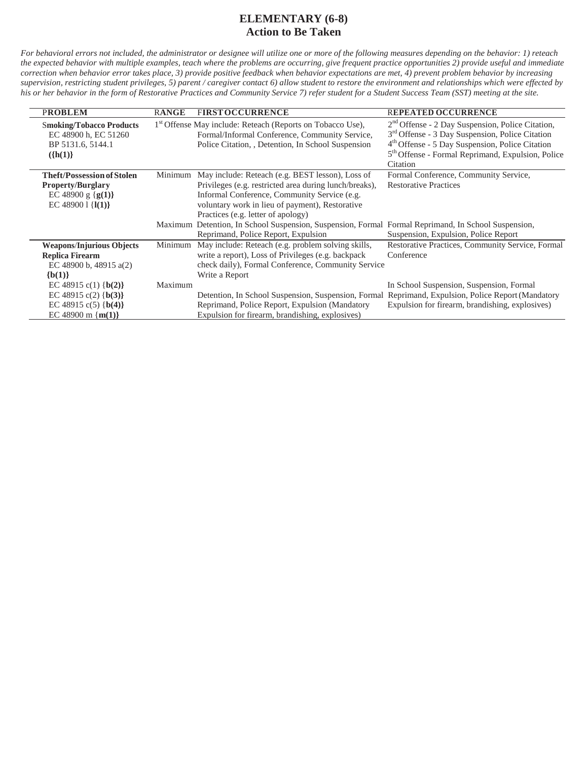# ELEMENTARY (6-8)
## Action to Be Taken

*For behavioral errors not included, the administrator or designee will utilize one or more of the following measures depending on the behavior: 1) reteach the expected behavior with multiple examples, teach where the problems are occurring, give frequent practice opportunities 2) provide useful and immediate correction when behavior error takes place, 3) provide positive feedback when behavior expectations are met, 4) prevent problem behavior by increasing supervision, restricting student privileges, 5) parent / caregiver contact 6) allow student to restore the environment and relationships which were effected by his or her behavior in the form of Restorative Practices and Community Service 7) refer student for a Student Success Team (SST) meeting at the site.*

| PROBLEM | RANGE | FIRST OCCURRENCE | REPEATED OCCURRENCE |
|---|---|---|---|
| **Smoking/Tobacco Products**<br>EC 48900 h, EC 51260<br>BP 5131.6, 5144.1<br>**({h(1)}** | 1st Offense | May include: Reteach (Reports on Tobacco Use), Formal/Informal Conference, Community Service, Police Citation, , Detention, In School Suspension | 2nd Offense - 2 Day Suspension, Police Citation,<br>3rd Offense - 3 Day Suspension, Police Citation<br>4th Offense - 5 Day Suspension, Police Citation<br>5th Offense - Formal Reprimand, Expulsion, Police Citation |
| **Theft/Possession of Stolen Property/Burglary**<br>EC 48900 g {**g(1)}**<br>EC 48900 l {**l(1)}** | Minimum | May include: Reteach (e.g. BEST lesson), Loss of Privileges (e.g. restricted area during lunch/breaks), Informal Conference, Community Service (e.g. voluntary work in lieu of payment), Restorative Practices (e.g. letter of apology) | Formal Conference, Community Service, Restorative Practices |
| | Maximum | Detention, In School Suspension, Suspension, Formal Reprimand, Police Report, Expulsion | Formal Reprimand, In School Suspension, Suspension, Expulsion, Police Report |
| **Weapons/Injurious Objects Replica Firearm**<br>EC 48900 b, 48915 a(2)<br>**{b(1)}** | Minimum | May include: Reteach (e.g. problem solving skills, write a report), Loss of Privileges (e.g. backpack check daily), Formal Conference, Community Service Write a Report | Restorative Practices, Community Service, Formal Conference |
| EC 48915 c(1) {**b(2)}**<br>EC 48915 c(2) {**b(3)}**<br>EC 48915 c(5) {**b(4)}**<br>EC 48900 m {**m(1)}** | Maximum | Detention, In School Suspension, Suspension, Formal Reprimand, Police Report, Expulsion (Mandatory Expulsion for firearm, brandishing, explosives) | In School Suspension, Suspension, Formal Reprimand, Expulsion, Police Report (Mandatory Expulsion for firearm, brandishing, explosives) |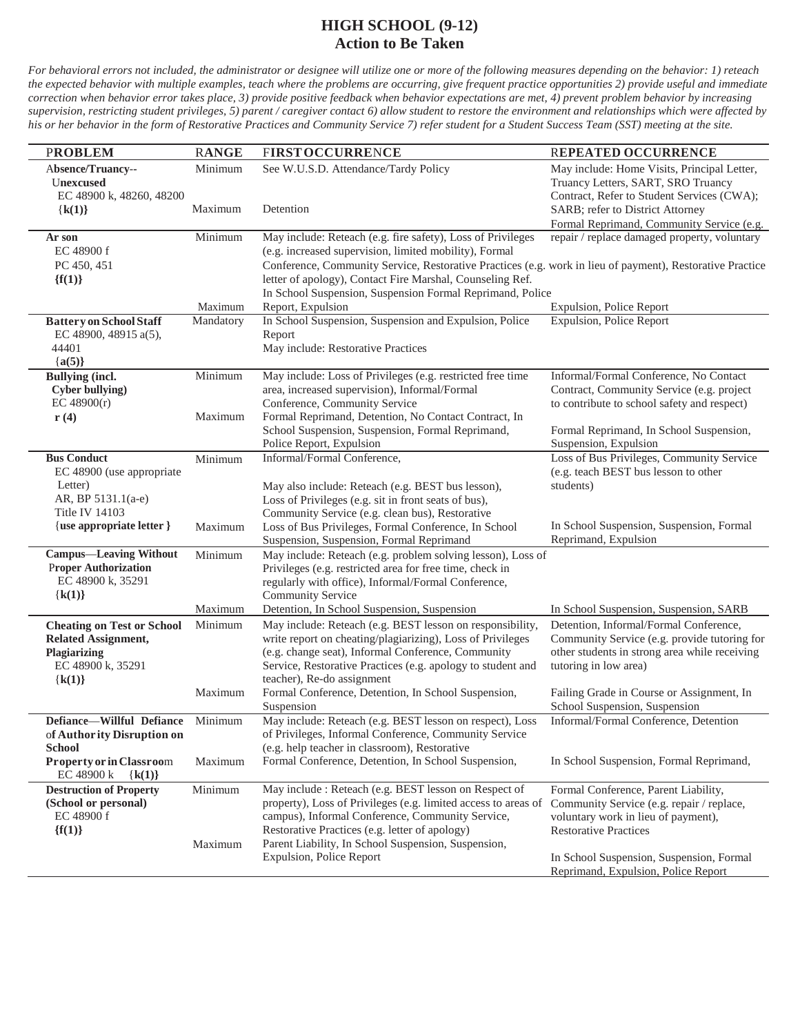# HIGH SCHOOL (9-12)
## Action to Be Taken

*For behavioral errors not included, the administrator or designee will utilize one or more of the following measures depending on the behavior: 1) reteach the expected behavior with multiple examples, teach where the problems are occurring, give frequent practice opportunities 2) provide useful and immediate correction when behavior error takes place, 3) provide positive feedback when behavior expectations are met, 4) prevent problem behavior by increasing supervision, restricting student privileges, 5) parent / caregiver contact 6) allow student to restore the environment and relationships which were affected by his or her behavior in the form of Restorative Practices and Community Service 7) refer student for a Student Success Team (SST) meeting at the site.*

| PROBLEM | RANGE | FIRST OCCURRENCE | REPEATED OCCURRENCE |
|---|---|---|---|
| **Absence/Truancy--Unexcused** EC 48900 k, 48260, 48200 **{k(1)}** | Minimum | See W.U.S.D. Attendance/Tardy Policy | May include: Home Visits, Principal Letter, Truancy Letters, SART, SRO Truancy Contract, Refer to Student Services (CWA); SARB; refer to District Attorney |
| | Maximum | Detention | |
| **Arson** EC 48900 f PC 450, 451 **{f(1)}** | Minimum | May include: Reteach (e.g. fire safety), Loss of Privileges (e.g. increased supervision, limited mobility), Formal Conference, Community Service, Restorative Practices (e.g. letter of apology), Contact Fire Marshal, Counseling Ref. In School Suspension, Suspension Formal Reprimand, Police | Formal Reprimand, Community Service (e.g. repair / replace damaged property, voluntary work in lieu of payment), Restorative Practice |
| | Maximum | Report, Expulsion | Expulsion, Police Report |
| **Battery on School Staff** EC 48900, 48915 a(5), 44401 **{a(5)}** | Mandatory | In School Suspension, Suspension and Expulsion, Police Report May include: Restorative Practices | Expulsion, Police Report |
| **Bullying (incl. Cyber bullying)** EC 48900(r) **r (4)** | Minimum | May include: Loss of Privileges (e.g. restricted free time area, increased supervision), Informal/Formal Conference, Community Service | Informal/Formal Conference, No Contact Contract, Community Service (e.g. project to contribute to school safety and respect) |
| | Maximum | Formal Reprimand, Detention, No Contact Contract, In School Suspension, Suspension, Formal Reprimand, Police Report, Expulsion | Formal Reprimand, In School Suspension, Suspension, Expulsion |
| **Bus Conduct** EC 48900 (use appropriate Letter) AR, BP 5131.1(a-e) Title IV 14103 **{use appropriate letter}** | Minimum | Informal/Formal Conference, May also include: Reteach (e.g. BEST bus lesson), Loss of Privileges (e.g. sit in front seats of bus), Community Service (e.g. clean bus), Restorative | Loss of Bus Privileges, Community Service (e.g. teach BEST bus lesson to other students) |
| | Maximum | Loss of Bus Privileges, Formal Conference, In School Suspension, Suspension, Formal Reprimand | In School Suspension, Suspension, Formal Reprimand, Expulsion |
| **Campus—Leaving Without Proper Authorization** EC 48900 k, 35291 **{k(1)}** | Minimum | May include: Reteach (e.g. problem solving lesson), Loss of Privileges (e.g. restricted area for free time, check in regularly with office), Informal/Formal Conference, Community Service | |
| | Maximum | Detention, In School Suspension, Suspension | In School Suspension, Suspension, SARB |
| **Cheating on Test or School Related Assignment, Plagiarizing** EC 48900 k, 35291 **{k(1)}** | Minimum | May include: Reteach (e.g. BEST lesson on responsibility, write report on cheating/plagiarizing), Loss of Privileges (e.g. change seat), Informal Conference, Community Service, Restorative Practices (e.g. apology to student and teacher), Re-do assignment | Detention, Informal/Formal Conference, Community Service (e.g. provide tutoring for other students in strong area while receiving tutoring in low area) |
| | Maximum | Formal Conference, Detention, In School Suspension, Suspension | Failing Grade in Course or Assignment, In School Suspension, Suspension |
| **Defiance—Willful Defiance of Authority Disruption on School Property or in Classroom** EC 48900 k **{k(1)}** | Minimum | May include: Reteach (e.g. BEST lesson on respect), Loss of Privileges, Informal Conference, Community Service (e.g. help teacher in classroom), Restorative | Informal/Formal Conference, Detention |
| | Maximum | Formal Conference, Detention, In School Suspension, | In School Suspension, Formal Reprimand, |
| **Destruction of Property (School or personal)** EC 48900 f **{f(1)}** | Minimum | May include : Reteach (e.g. BEST lesson on Respect of property), Loss of Privileges (e.g. limited access to areas of campus), Informal Conference, Community Service, Restorative Practices (e.g. letter of apology) | Formal Conference, Parent Liability, Community Service (e.g. repair / replace, voluntary work in lieu of payment), Restorative Practices |
| | Maximum | Parent Liability, In School Suspension, Suspension, Expulsion, Police Report | In School Suspension, Suspension, Formal Reprimand, Expulsion, Police Report |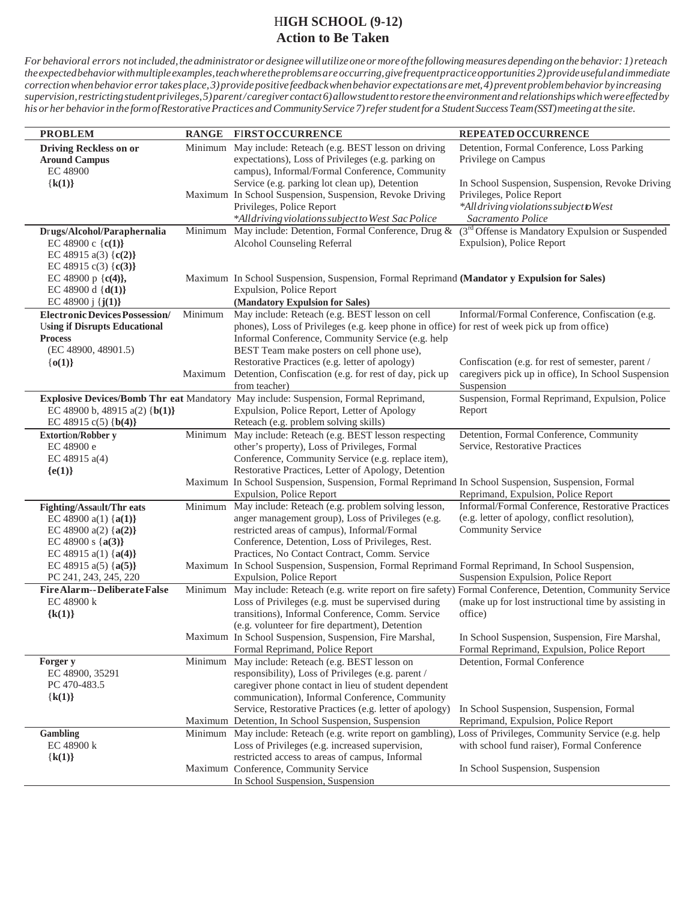# HIGH SCHOOL (9-12)
## Action to Be Taken

*For behavioral errors not included, the administrator or designee will utilize one or more of the following measures depending on the behavior: 1) reteach the expected behavior with multiple examples, teach where the problems are occurring, give frequent practice opportunities 2) provide useful and immediate correction when behavior error takes place, 3) provide positive feedback when behavior expectations are met, 4) prevent problem behavior by increasing supervision, restricting student privileges, 5) parent / caregiver contact 6) allow student to restore the environment and relationships which were effected by his or her behavior in the form of Restorative Practices and Community Service 7) refer student for a Student Success Team (SST) meeting at the site.*

| PROBLEM | RANGE | FIRST OCCURRENCE | REPEATED OCCURRENCE |
|---|---|---|---|
| **Driving Reckless on or Around Campus**<br>EC 48900<br>{**k(1)**} | Minimum | May include: Reteach (e.g. BEST lesson on driving expectations), Loss of Privileges (e.g. parking on campus), Informal/Formal Conference, Community Service (e.g. parking lot clean up), Detention | Detention, Formal Conference, Loss Parking Privilege on Campus |
| | Maximum | In School Suspension, Suspension, Revoke Driving Privileges, Police Report<br>*\*All driving violations subject to West Sac Police* | In School Suspension, Suspension, Revoke Driving Privileges, Police Report<br>*\*All driving violations subject to West Sacramento Police* |
| **Drugs/Alcohol/Paraphernalia**<br>EC 48900 c {**c(1)**}<br>EC 48915 a(3) {**c(2)**}<br>EC 48915 c(3) {**c(3)**}<br>EC 48900 p {**c(4)**},<br>EC 48900 d {**d(1)**}<br>EC 48900 j {**j(1)**} | Minimum | May include: Detention, Formal Conference, Drug & Alcohol Counseling Referral | (3rd Offense is Mandatory Expulsion or Suspended Expulsion), Police Report |
| | Maximum | In School Suspension, Suspension, Formal Reprimand Expulsion, Police Report<br>**(Mandatory Expulsion for Sales)** | **(Mandator y Expulsion for Sales)** |
| **Electronic Devices Possession/ Using if Disrupts Educational Process**<br>(EC 48900, 48901.5)<br>{**o(1)**} | Minimum | May include: Reteach (e.g. BEST lesson on cell phones), Loss of Privileges (e.g. keep phone in office) Informal Conference, Community Service (e.g. help BEST Team make posters on cell phone use), Restorative Practices (e.g. letter of apology) | Informal/Formal Conference, Confiscation (e.g. for rest of week pick up from office) |
| | Maximum | Detention, Confiscation (e.g. for rest of day, pick up from teacher) | Confiscation (e.g. for rest of semester, parent / caregivers pick up in office), In School Suspension Suspension |
| **Explosive Devices/Bomb Threat**<br>EC 48900 b, 48915 a(2) {**b(1)**}<br>EC 48915 c(5) {**b(4)**} | Mandatory | May include: Suspension, Formal Reprimand, Expulsion, Police Report, Letter of Apology Reteach (e.g. problem solving skills) | Suspension, Formal Reprimand, Expulsion, Police Report |
| **Extortion/Robbery**<br>EC 48900 e<br>EC 48915 a(4)<br>{**e(1)**} | Minimum | May include: Reteach (e.g. BEST lesson respecting other's property), Loss of Privileges, Formal Conference, Community Service (e.g. replace item), Restorative Practices, Letter of Apology, Detention | Detention, Formal Conference, Community Service, Restorative Practices |
| | Maximum | In School Suspension, Suspension, Formal Reprimand Expulsion, Police Report | In School Suspension, Suspension, Formal Reprimand, Expulsion, Police Report |
| **Fighting/Assault/Threats**<br>EC 48900 a(1) {**a(1)**}<br>EC 48900 a(2) {**a(2)**}<br>EC 48900 s {**a(3)**}<br>EC 48915 a(1) {**a(4)**}<br>EC 48915 a(5) {**a(5)**}<br>PC 241, 243, 245, 220 | Minimum | May include: Reteach (e.g. problem solving lesson, anger management group), Loss of Privileges (e.g. restricted areas of campus), Informal/Formal Conference, Detention, Loss of Privileges, Rest. Practices, No Contact Contract, Comm. Service | Informal/Formal Conference, Restorative Practices (e.g. letter of apology, conflict resolution), Community Service |
| | Maximum | In School Suspension, Suspension, Formal Reprimand Expulsion, Police Report | Formal Reprimand, In School Suspension, Suspension Expulsion, Police Report |
| **Fire Alarm--Deliberate False**<br>EC 48900 k<br>{**k(1)**} | Minimum | May include: Reteach (e.g. write report on fire safety) Loss of Privileges (e.g. must be supervised during transitions), Informal Conference, Comm. Service (e.g. volunteer for fire department), Detention | Formal Conference, Detention, Community Service (make up for lost instructional time by assisting in office) |
| | Maximum | In School Suspension, Suspension, Fire Marshal, Formal Reprimand, Police Report | In School Suspension, Suspension, Fire Marshal, Formal Reprimand, Expulsion, Police Report |
| **Forgery**<br>EC 48900, 35291<br>PC 470-483.5<br>{**k(1)**} | Minimum | May include: Reteach (e.g. BEST lesson on responsibility), Loss of Privileges (e.g. parent / caregiver phone contact in lieu of student dependent communication), Informal Conference, Community Service, Restorative Practices (e.g. letter of apology) | Detention, Formal Conference |
| | Maximum | Detention, In School Suspension, Suspension | In School Suspension, Suspension, Formal Reprimand, Expulsion, Police Report |
| **Gambling**<br>EC 48900 k<br>{**k(1)**} | Minimum | May include: Reteach (e.g. write report on gambling), Loss of Privileges (e.g. increased supervision, restricted access to areas of campus, Informal Conference, Community Service | Loss of Privileges, Community Service (e.g. help with school fund raiser), Formal Conference |
| | Maximum | In School Suspension, Suspension | In School Suspension, Suspension |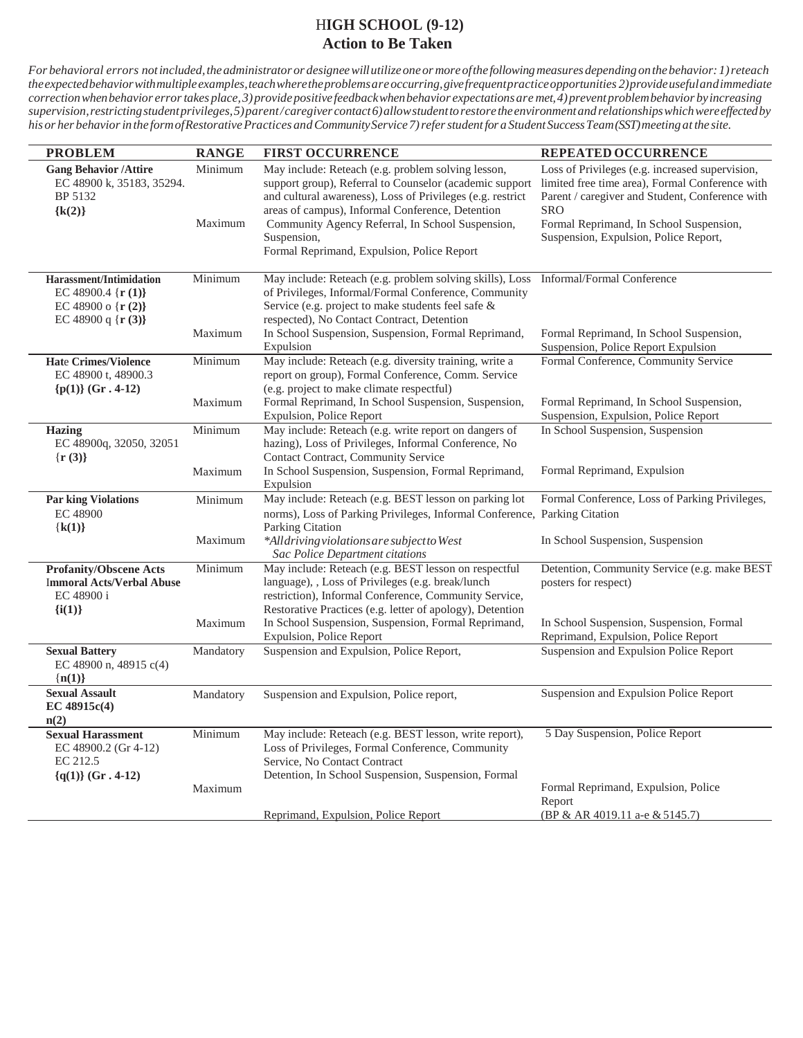# HIGH SCHOOL (9-12)
## Action to Be Taken

*For behavioral errors not included, the administrator or designee will utilize one or more of the following measures depending on the behavior: 1) reteach the expected behavior with multiple examples, teach where the problems are occurring, give frequent practice opportunities 2) provide useful and immediate correction when behavior error takes place, 3) provide positive feedback when behavior expectations are met, 4) prevent problem behavior by increasing supervision, restricting student privileges, 5) parent / caregiver contact 6) allow student to restore the environment and relationships which were effected by his or her behavior in the form of Restorative Practices and Community Service 7) refer student for a Student Success Team (SST) meeting at the site.*

| PROBLEM | RANGE | FIRST OCCURRENCE | REPEATED OCCURRENCE |
|---|---|---|---|
| **Gang Behavior /Attire** EC 48900 k, 35183, 35294. BP 5132 **{k(2)}** | Minimum | May include: Reteach (e.g. problem solving lesson, support group), Referral to Counselor (academic support and cultural awareness), Loss of Privileges (e.g. restrict areas of campus), Informal Conference, Detention | Loss of Privileges (e.g. increased supervision, limited free time area), Formal Conference with Parent / caregiver and Student, Conference with SRO |
| | Maximum | Community Agency Referral, In School Suspension, Suspension, Formal Reprimand, Expulsion, Police Report | Formal Reprimand, In School Suspension, Suspension, Expulsion, Police Report, |
| **Harassment/Intimidation** EC 48900.4 {**r (1)**} EC 48900 o {**r (2)**} EC 48900 q {**r (3)**} | Minimum | May include: Reteach (e.g. problem solving skills), Loss of Privileges, Informal/Formal Conference, Community Service (e.g. project to make students feel safe & respected), No Contact Contract, Detention | Informal/Formal Conference |
| | Maximum | In School Suspension, Suspension, Formal Reprimand, Expulsion | Formal Reprimand, In School Suspension, Suspension, Police Report Expulsion |
| **Hate Crimes/Violence** EC 48900 t, 48900.3 **{p(1)} (Gr . 4-12)** | Minimum | May include: Reteach (e.g. diversity training, write a report on group), Formal Conference, Comm. Service (e.g. project to make climate respectful) | Formal Conference, Community Service |
| | Maximum | Formal Reprimand, In School Suspension, Suspension, Expulsion, Police Report | Formal Reprimand, In School Suspension, Suspension, Expulsion, Police Report |
| **Hazing** EC 48900q, 32050, 32051 {**r (3)**} | Minimum | May include: Reteach (e.g. write report on dangers of hazing), Loss of Privileges, Informal Conference, No Contact Contract, Community Service | In School Suspension, Suspension |
| | Maximum | In School Suspension, Suspension, Formal Reprimand, Expulsion | Formal Reprimand, Expulsion |
| **Par king Violations** EC 48900 **{k(1)}** | Minimum | May include: Reteach (e.g. BEST lesson on parking lot norms), Loss of Parking Privileges, Informal Conference, Parking Citation | Formal Conference, Loss of Parking Privileges, Parking Citation |
| | Maximum | *\*All driving violations are subject to West Sac Police Department citations* | In School Suspension, Suspension |
| **Profanity/Obscene Acts Immoral Acts/Verbal Abuse** EC 48900 i **{i(1)}** | Minimum | May include: Reteach (e.g. BEST lesson on respectful language), , Loss of Privileges (e.g. break/lunch restriction), Informal Conference, Community Service, Restorative Practices (e.g. letter of apology), Detention | Detention, Community Service (e.g. make BEST posters for respect) |
| | Maximum | In School Suspension, Suspension, Formal Reprimand, Expulsion, Police Report | In School Suspension, Suspension, Formal Reprimand, Expulsion, Police Report |
| **Sexual Battery** EC 48900 n, 48915 c(4) **{n(1)}** | Mandatory | Suspension and Expulsion, Police Report, | Suspension and Expulsion Police Report |
| **Sexual Assault EC 48915c(4) n(2)** | Mandatory | Suspension and Expulsion, Police report, | Suspension and Expulsion Police Report |
| **Sexual Harassment** EC 48900.2 (Gr 4-12) EC 212.5 **{q(1)} (Gr . 4-12)** | Minimum | May include: Reteach (e.g. BEST lesson, write report), Loss of Privileges, Formal Conference, Community Service, No Contact Contract | 5 Day Suspension, Police Report |
| | Maximum | Detention, In School Suspension, Suspension, Formal Reprimand, Expulsion, Police Report | Formal Reprimand, Expulsion, Police Report (BP & AR 4019.11 a-e & 5145.7) |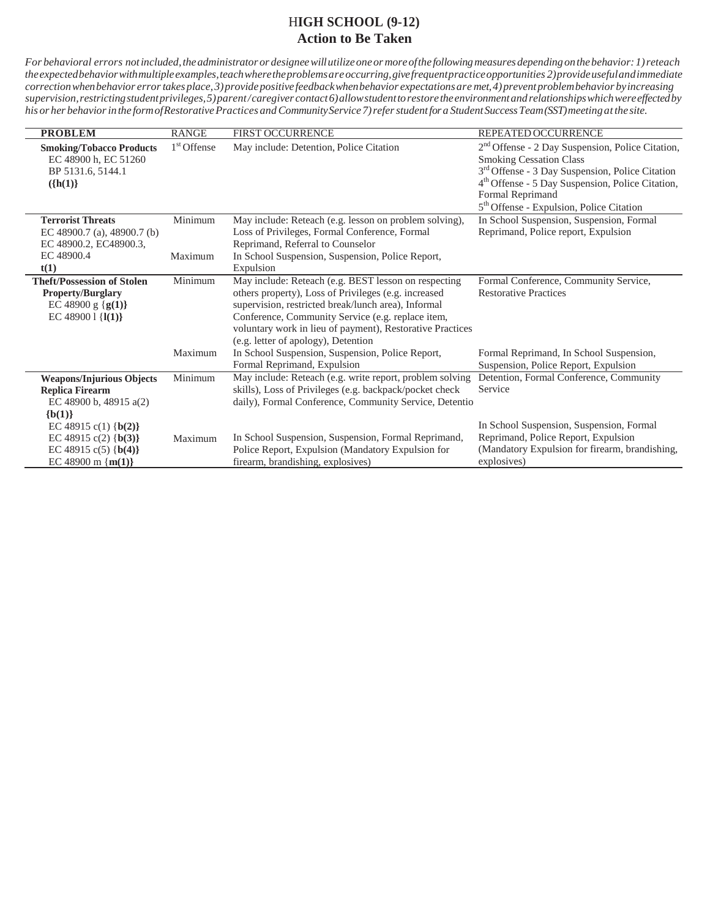# HIGH SCHOOL (9-12)
## Action to Be Taken

*For behavioral errors not included, the administrator or designee will utilize one or more of the following measures depending on the behavior: 1) reteach the expected behavior with multiple examples, teach where the problems are occurring, give frequent practice opportunities 2) provide useful and immediate correction when behavior error takes place, 3) provide positive feedback when behavior expectations are met, 4) prevent problem behavior by increasing supervision, restricting student privileges, 5) parent / caregiver contact 6) allow student to restore the environment and relationships which were effected by his or her behavior in the form of Restorative Practices and Community Service 7) refer student for a Student Success Team (SST) meeting at the site.*

| PROBLEM | RANGE | FIRST OCCURRENCE | REPEATED OCCURRENCE |
|---|---|---|---|
| **Smoking/Tobacco Products** EC 48900 h, EC 51260 BP 5131.6, 5144.1 **({h(1)}** | 1st Offense | May include: Detention, Police Citation | 2nd Offense - 2 Day Suspension, Police Citation, Smoking Cessation Class<br>3rd Offense - 3 Day Suspension, Police Citation<br>4th Offense - 5 Day Suspension, Police Citation, Formal Reprimand<br>5th Offense - Expulsion, Police Citation |
| **Terrorist Threats** EC 48900.7 (a), 48900.7 (b) EC 48900.2, EC48900.3, EC 48900.4 **t(1)** | Minimum | May include: Reteach (e.g. lesson on problem solving), Loss of Privileges, Formal Conference, Formal Reprimand, Referral to Counselor | In School Suspension, Suspension, Formal Reprimand, Police report, Expulsion |
| | Maximum | In School Suspension, Suspension, Police Report, Expulsion | |
| **Theft/Possession of Stolen Property/Burglary** EC 48900 g {**g(1)}** EC 48900 l {**l(1)}** | Minimum | May include: Reteach (e.g. BEST lesson on respecting others property), Loss of Privileges (e.g. increased supervision, restricted break/lunch area), Informal Conference, Community Service (e.g. replace item, voluntary work in lieu of payment), Restorative Practices (e.g. letter of apology), Detention | Formal Conference, Community Service, Restorative Practices |
| | Maximum | In School Suspension, Suspension, Police Report, Formal Reprimand, Expulsion | Formal Reprimand, In School Suspension, Suspension, Police Report, Expulsion |
| **Weapons/Injurious Objects Replica Firearm** EC 48900 b, 48915 a(2) **{b(1)}** EC 48915 c(1) {**b(2)}** EC 48915 c(2) {**b(3)}** EC 48915 c(5) {**b(4)}** EC 48900 m {**m(1)}** | Minimum | May include: Reteach (e.g. write report, problem solving skills), Loss of Privileges (e.g. backpack/pocket check daily), Formal Conference, Community Service, Detentio | Detention, Formal Conference, Community Service |
| | Maximum | In School Suspension, Suspension, Formal Reprimand, Police Report, Expulsion (Mandatory Expulsion for firearm, brandishing, explosives) | In School Suspension, Suspension, Formal Reprimand, Police Report, Expulsion (Mandatory Expulsion for firearm, brandishing, explosives) |